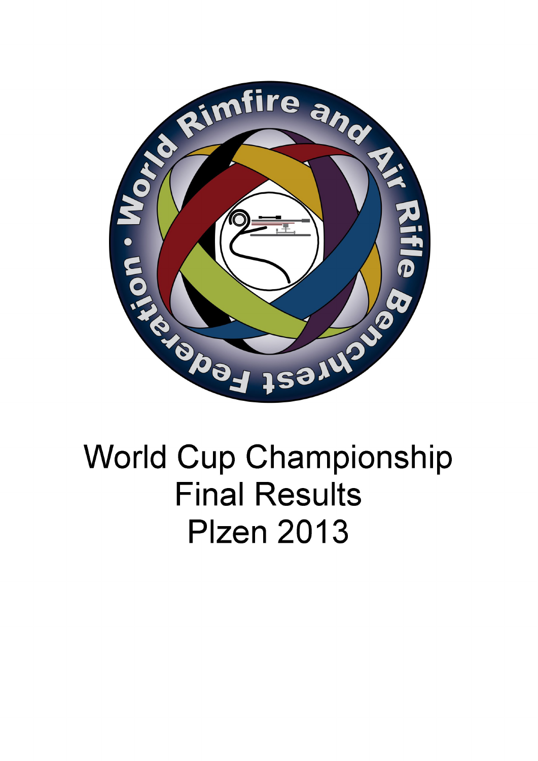# World Cup Championship
# Final Results
# Plzen 2013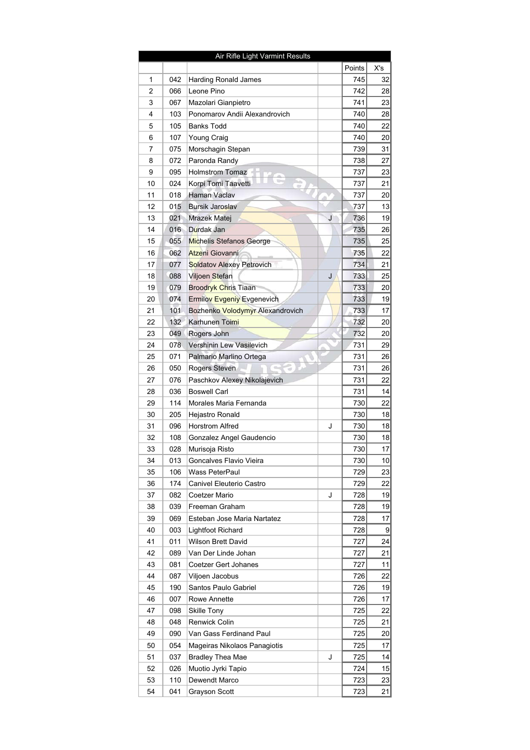| Air Rifle Light Varmint Results | | | | | |
|---|---|---|---|---|---|
| | | | | Points | X's |
| 1 | 042 | Harding Ronald James | | 745 | 32 |
| 2 | 066 | Leone Pino | | 742 | 28 |
| 3 | 067 | Mazolari Gianpietro | | 741 | 23 |
| 4 | 103 | Ponomarov Andii Alexandrovich | | 740 | 28 |
| 5 | 105 | Banks Todd | | 740 | 22 |
| 6 | 107 | Young Craig | | 740 | 20 |
| 7 | 075 | Morschagin Stepan | | 739 | 31 |
| 8 | 072 | Paronda Randy | | 738 | 27 |
| 9 | 095 | Holmstrom Tomaz | | 737 | 23 |
| 10 | 024 | Korpi Tomi Taavetti | | 737 | 21 |
| 11 | 018 | Haman Vaclav | | 737 | 20 |
| 12 | 015 | Bursik Jaroslav | | 737 | 13 |
| 13 | 021 | Mrazek Matej | J | 736 | 19 |
| 14 | 016 | Durdak Jan | | 735 | 26 |
| 15 | 055 | Michelis Stefanos George | | 735 | 25 |
| 16 | 062 | Atzeni Giovanni | | 735 | 22 |
| 17 | 077 | Soldatov Alexey Petrovich | | 734 | 21 |
| 18 | 088 | Viljoen Stefan | J | 733 | 25 |
| 19 | 079 | Broodryk Chris Tiaan | | 733 | 20 |
| 20 | 074 | Ermilov Evgeniy Evgenevich | | 733 | 19 |
| 21 | 101 | Bozhenko Volodymyr Alexandrovich | | 733 | 17 |
| 22 | 132 | Karhunen Toimi | | 732 | 20 |
| 23 | 049 | Rogers John | | 732 | 20 |
| 24 | 078 | Vershinin Lew Vasilevich | | 731 | 29 |
| 25 | 071 | Palmario Marlino Ortega | | 731 | 26 |
| 26 | 050 | Rogers Steven | | 731 | 26 |
| 27 | 076 | Paschkov Alexey Nikolajevich | | 731 | 22 |
| 28 | 036 | Boswell Carl | | 731 | 14 |
| 29 | 114 | Morales Maria Fernanda | | 730 | 22 |
| 30 | 205 | Hejastro Ronald | | 730 | 18 |
| 31 | 096 | Horstrom Alfred | J | 730 | 18 |
| 32 | 108 | Gonzalez Angel Gaudencio | | 730 | 18 |
| 33 | 028 | Murisoja Risto | | 730 | 17 |
| 34 | 013 | Goncalves Flavio Vieira | | 730 | 10 |
| 35 | 106 | Wass PeterPaul | | 729 | 23 |
| 36 | 174 | Canivel Eleuterio Castro | | 729 | 22 |
| 37 | 082 | Coetzer Mario | J | 728 | 19 |
| 38 | 039 | Freeman Graham | | 728 | 19 |
| 39 | 069 | Esteban Jose Maria Nartatez | | 728 | 17 |
| 40 | 003 | Lightfoot Richard | | 728 | 9 |
| 41 | 011 | Wilson Brett David | | 727 | 24 |
| 42 | 089 | Van Der Linde Johan | | 727 | 21 |
| 43 | 081 | Coetzer Gert Johanes | | 727 | 11 |
| 44 | 087 | Viljoen Jacobus | | 726 | 22 |
| 45 | 190 | Santos Paulo Gabriel | | 726 | 19 |
| 46 | 007 | Rowe Annette | | 726 | 17 |
| 47 | 098 | Skille Tony | | 725 | 22 |
| 48 | 048 | Renwick Colin | | 725 | 21 |
| 49 | 090 | Van Gass Ferdinand Paul | | 725 | 20 |
| 50 | 054 | Mageiras Nikolaos Panagiotis | | 725 | 17 |
| 51 | 037 | Bradley Thea Mae | J | 725 | 14 |
| 52 | 026 | Muotio Jyrki Tapio | | 724 | 15 |
| 53 | 110 | Dewendt Marco | | 723 | 23 |
| 54 | 041 | Grayson Scott | | 723 | 21 |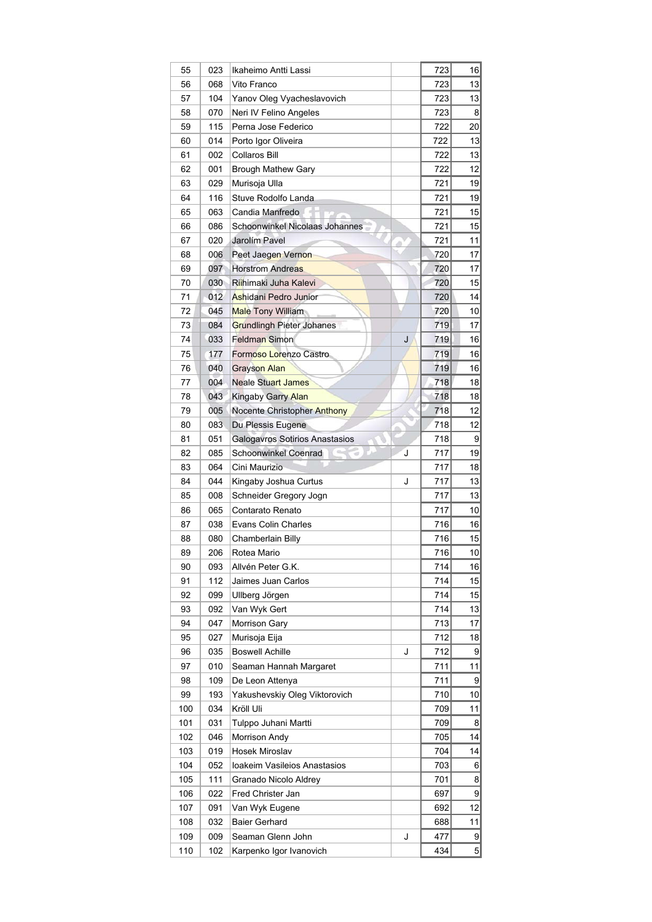| | | | | | |
|---|---|---|---|---|---|
| 55 | 023 | Ikaheimo Antti Lassi | | 723 | 16 |
| 56 | 068 | Vito Franco | | 723 | 13 |
| 57 | 104 | Yanov Oleg Vyacheslavovich | | 723 | 13 |
| 58 | 070 | Neri IV Felino Angeles | | 723 | 8 |
| 59 | 115 | Perna Jose Federico | | 722 | 20 |
| 60 | 014 | Porto Igor Oliveira | | 722 | 13 |
| 61 | 002 | Collaros Bill | | 722 | 13 |
| 62 | 001 | Brough Mathew Gary | | 722 | 12 |
| 63 | 029 | Murisoja Ulla | | 721 | 19 |
| 64 | 116 | Stuve Rodolfo Landa | | 721 | 19 |
| 65 | 063 | Candia Manfredo | | 721 | 15 |
| 66 | 086 | Schoonwinkel Nicolaas Johannes | | 721 | 15 |
| 67 | 020 | Jarolím Pavel | | 721 | 11 |
| 68 | 006 | Peet Jaegen Vernon | | 720 | 17 |
| 69 | 097 | Horstrom Andreas | | 720 | 17 |
| 70 | 030 | Riihimaki Juha Kalevi | | 720 | 15 |
| 71 | 012 | Ashidani Pedro Junior | | 720 | 14 |
| 72 | 045 | Male Tony William | | 720 | 10 |
| 73 | 084 | Grundlingh Pieter Johanes | | 719 | 17 |
| 74 | 033 | Feldman Simon | J | 719 | 16 |
| 75 | 177 | Formoso Lorenzo Castro | | 719 | 16 |
| 76 | 040 | Grayson Alan | | 719 | 16 |
| 77 | 004 | Neale Stuart James | | 718 | 18 |
| 78 | 043 | Kingaby Garry Alan | | 718 | 18 |
| 79 | 005 | Nocente Christopher Anthony | | 718 | 12 |
| 80 | 083 | Du Plessis Eugene | | 718 | 12 |
| 81 | 051 | Galogavros Sotirios Anastasios | | 718 | 9 |
| 82 | 085 | Schoonwinkel Coenrad | J | 717 | 19 |
| 83 | 064 | Cini Maurizio | | 717 | 18 |
| 84 | 044 | Kingaby Joshua Curtus | J | 717 | 13 |
| 85 | 008 | Schneider Gregory Jogn | | 717 | 13 |
| 86 | 065 | Contarato Renato | | 717 | 10 |
| 87 | 038 | Evans Colin Charles | | 716 | 16 |
| 88 | 080 | Chamberlain Billy | | 716 | 15 |
| 89 | 206 | Rotea Mario | | 716 | 10 |
| 90 | 093 | Allvén Peter G.K. | | 714 | 16 |
| 91 | 112 | Jaimes Juan Carlos | | 714 | 15 |
| 92 | 099 | Ullberg Jörgen | | 714 | 15 |
| 93 | 092 | Van Wyk Gert | | 714 | 13 |
| 94 | 047 | Morrison Gary | | 713 | 17 |
| 95 | 027 | Murisoja Eija | | 712 | 18 |
| 96 | 035 | Boswell Achille | J | 712 | 9 |
| 97 | 010 | Seaman Hannah Margaret | | 711 | 11 |
| 98 | 109 | De Leon Attenya | | 711 | 9 |
| 99 | 193 | Yakushevskiy Oleg Viktorovich | | 710 | 10 |
| 100 | 034 | Kröll Uli | | 709 | 11 |
| 101 | 031 | Tulppo Juhani Martti | | 709 | 8 |
| 102 | 046 | Morrison Andy | | 705 | 14 |
| 103 | 019 | Hosek Miroslav | | 704 | 14 |
| 104 | 052 | Ioakeim Vasileios Anastasios | | 703 | 6 |
| 105 | 111 | Granado Nicolo Aldrey | | 701 | 8 |
| 106 | 022 | Fred Christer Jan | | 697 | 9 |
| 107 | 091 | Van Wyk Eugene | | 692 | 12 |
| 108 | 032 | Baier Gerhard | | 688 | 11 |
| 109 | 009 | Seaman Glenn John | J | 477 | 9 |
| 110 | 102 | Karpenko Igor Ivanovich | | 434 | 5 |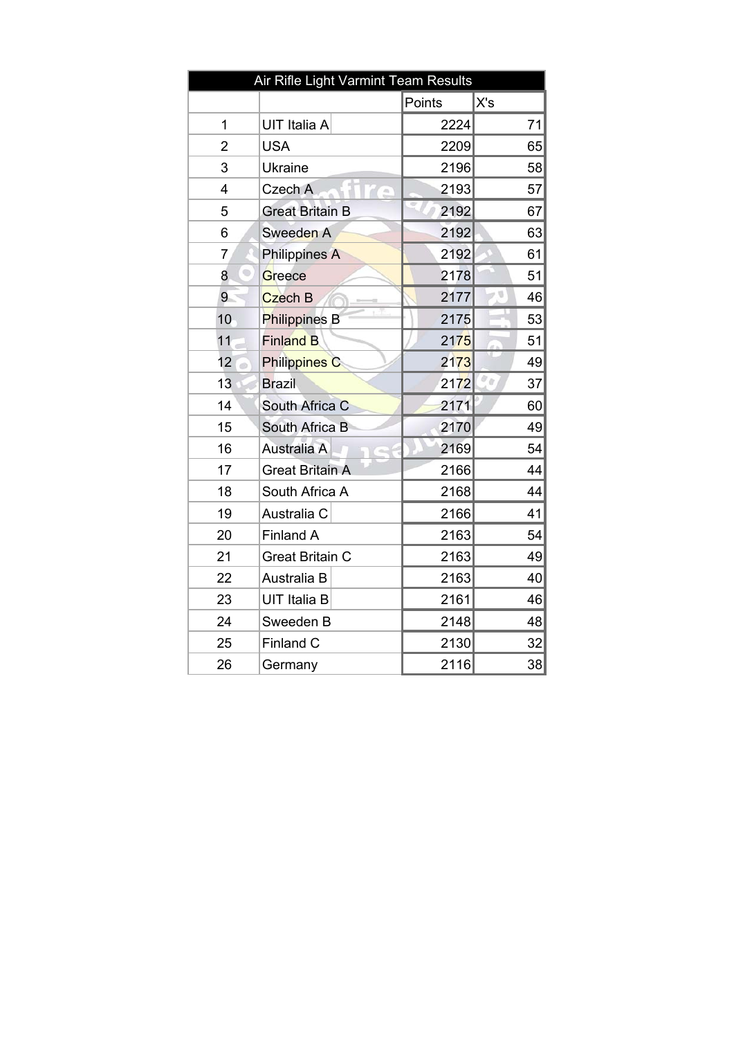| Air Rifle Light Varmint Team Results | | | |
|---|---|---|---|
| | | Points | X's |
| 1 | UIT Italia A | 2224 | 71 |
| 2 | USA | 2209 | 65 |
| 3 | Ukraine | 2196 | 58 |
| 4 | Czech A | 2193 | 57 |
| 5 | Great Britain B | 2192 | 67 |
| 6 | Sweeden A | 2192 | 63 |
| 7 | Philippines A | 2192 | 61 |
| 8 | Greece | 2178 | 51 |
| 9 | Czech B | 2177 | 46 |
| 10 | Philippines B | 2175 | 53 |
| 11 | Finland B | 2175 | 51 |
| 12 | Philippines C | 2173 | 49 |
| 13 | Brazil | 2172 | 37 |
| 14 | South Africa C | 2171 | 60 |
| 15 | South Africa B | 2170 | 49 |
| 16 | Australia A | 2169 | 54 |
| 17 | Great Britain A | 2166 | 44 |
| 18 | South Africa A | 2168 | 44 |
| 19 | Australia C | 2166 | 41 |
| 20 | Finland A | 2163 | 54 |
| 21 | Great Britain C | 2163 | 49 |
| 22 | Australia B | 2163 | 40 |
| 23 | UIT Italia B | 2161 | 46 |
| 24 | Sweeden B | 2148 | 48 |
| 25 | Finland C | 2130 | 32 |
| 26 | Germany | 2116 | 38 |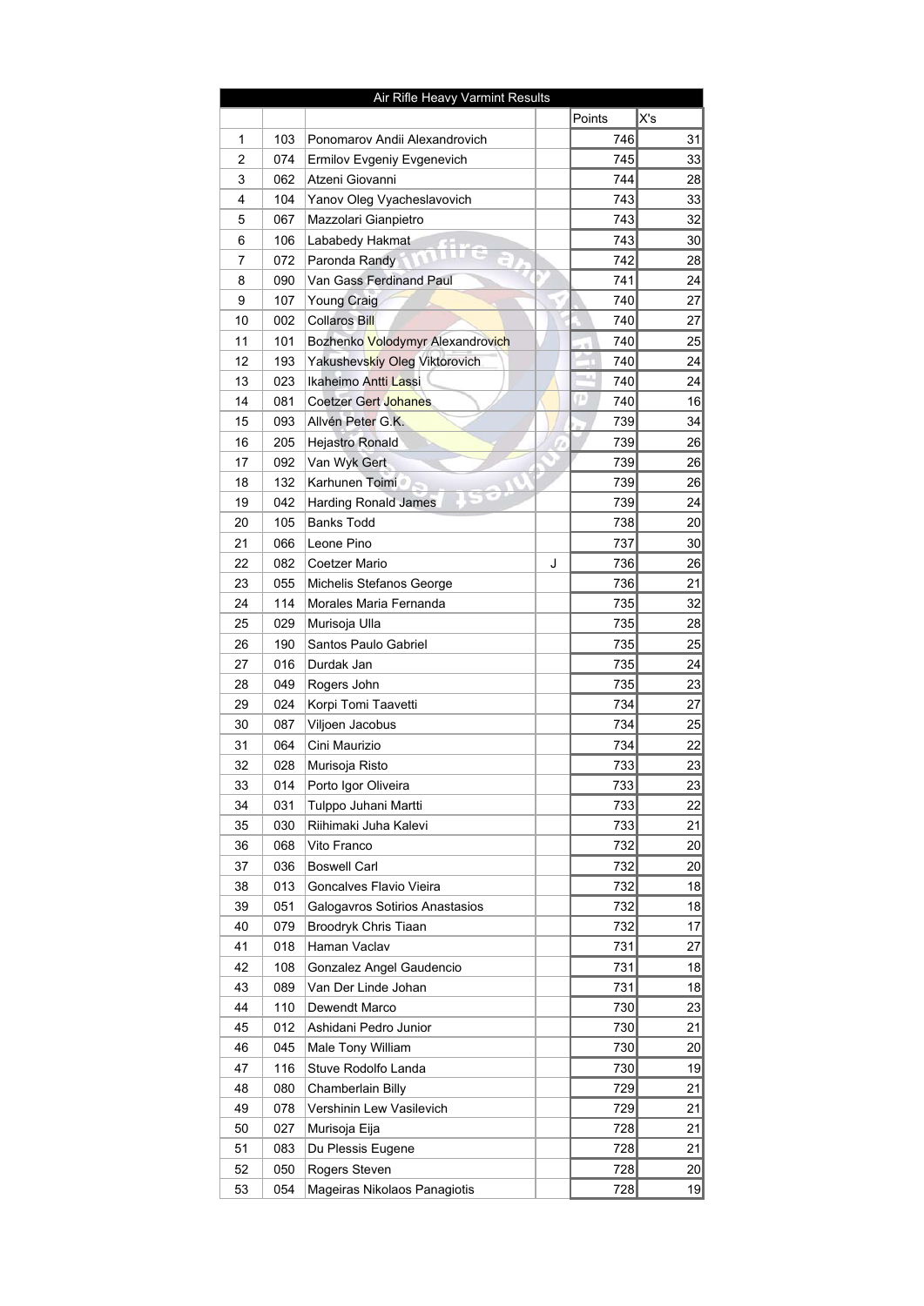| Air Rifle Heavy Varmint Results | | | | | |
|---|---|---|---|---|---|
| | | | | Points | X's |
| 1 | 103 | Ponomarov Andii Alexandrovich | | 746 | 31 |
| 2 | 074 | Ermilov Evgeniy Evgenevich | | 745 | 33 |
| 3 | 062 | Atzeni Giovanni | | 744 | 28 |
| 4 | 104 | Yanov Oleg Vyacheslavovich | | 743 | 33 |
| 5 | 067 | Mazzolari Gianpietro | | 743 | 32 |
| 6 | 106 | Lababedy Hakmat | | 743 | 30 |
| 7 | 072 | Paronda Randy | | 742 | 28 |
| 8 | 090 | Van Gass Ferdinand Paul | | 741 | 24 |
| 9 | 107 | Young Craig | | 740 | 27 |
| 10 | 002 | Collaros Bill | | 740 | 27 |
| 11 | 101 | Bozhenko Volodymyr Alexandrovich | | 740 | 25 |
| 12 | 193 | Yakushevskiy Oleg Viktorovich | | 740 | 24 |
| 13 | 023 | Ikaheimo Antti Lassi | | 740 | 24 |
| 14 | 081 | Coetzer Gert Johanes | | 740 | 16 |
| 15 | 093 | Allvén Peter G.K. | | 739 | 34 |
| 16 | 205 | Hejastro Ronald | | 739 | 26 |
| 17 | 092 | Van Wyk Gert | | 739 | 26 |
| 18 | 132 | Karhunen Toimi | | 739 | 26 |
| 19 | 042 | Harding Ronald James | | 739 | 24 |
| 20 | 105 | Banks Todd | | 738 | 20 |
| 21 | 066 | Leone Pino | | 737 | 30 |
| 22 | 082 | Coetzer Mario | J | 736 | 26 |
| 23 | 055 | Michelis Stefanos George | | 736 | 21 |
| 24 | 114 | Morales Maria Fernanda | | 735 | 32 |
| 25 | 029 | Murisoja Ulla | | 735 | 28 |
| 26 | 190 | Santos Paulo Gabriel | | 735 | 25 |
| 27 | 016 | Durdak Jan | | 735 | 24 |
| 28 | 049 | Rogers John | | 735 | 23 |
| 29 | 024 | Korpi Tomi Taavetti | | 734 | 27 |
| 30 | 087 | Viljoen Jacobus | | 734 | 25 |
| 31 | 064 | Cini Maurizio | | 734 | 22 |
| 32 | 028 | Murisoja Risto | | 733 | 23 |
| 33 | 014 | Porto Igor Oliveira | | 733 | 23 |
| 34 | 031 | Tulppo Juhani Martti | | 733 | 22 |
| 35 | 030 | Riihimaki Juha Kalevi | | 733 | 21 |
| 36 | 068 | Vito Franco | | 732 | 20 |
| 37 | 036 | Boswell Carl | | 732 | 20 |
| 38 | 013 | Goncalves Flavio Vieira | | 732 | 18 |
| 39 | 051 | Galogavros Sotirios Anastasios | | 732 | 18 |
| 40 | 079 | Broodryk Chris Tiaan | | 732 | 17 |
| 41 | 018 | Haman Vaclav | | 731 | 27 |
| 42 | 108 | Gonzalez Angel Gaudencio | | 731 | 18 |
| 43 | 089 | Van Der Linde Johan | | 731 | 18 |
| 44 | 110 | Dewendt Marco | | 730 | 23 |
| 45 | 012 | Ashidani Pedro Junior | | 730 | 21 |
| 46 | 045 | Male Tony William | | 730 | 20 |
| 47 | 116 | Stuve Rodolfo Landa | | 730 | 19 |
| 48 | 080 | Chamberlain Billy | | 729 | 21 |
| 49 | 078 | Vershinin Lew Vasilevich | | 729 | 21 |
| 50 | 027 | Murisoja Eija | | 728 | 21 |
| 51 | 083 | Du Plessis Eugene | | 728 | 21 |
| 52 | 050 | Rogers Steven | | 728 | 20 |
| 53 | 054 | Mageiras Nikolaos Panagiotis | | 728 | 19 |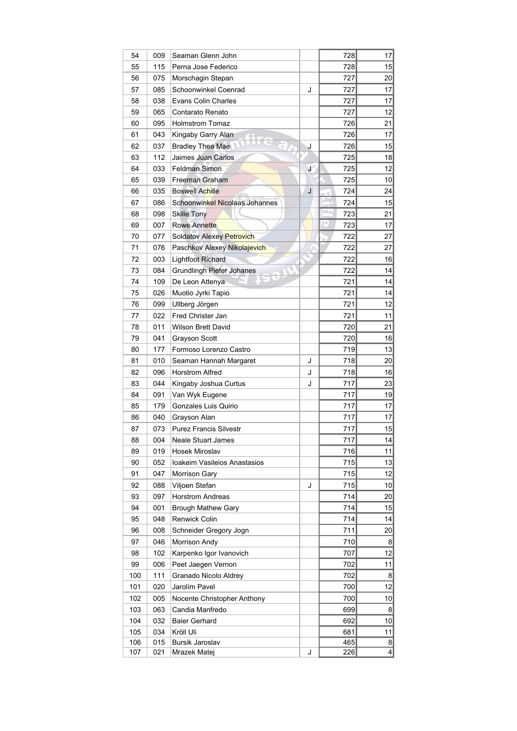| | | | | | |
|---|---|---|---|---|---|
| 54 | 009 | Seaman Glenn John | | 728 | 17 |
| 55 | 115 | Perna Jose Federico | | 728 | 15 |
| 56 | 075 | Morschagin Stepan | | 727 | 20 |
| 57 | 085 | Schoonwinkel Coenrad | J | 727 | 17 |
| 58 | 038 | Evans Colin Charles | | 727 | 17 |
| 59 | 065 | Contarato Renato | | 727 | 12 |
| 60 | 095 | Holmstrom Tomaz | | 726 | 21 |
| 61 | 043 | Kingaby Garry Alan | | 726 | 17 |
| 62 | 037 | Bradley Thea Mae | J | 726 | 15 |
| 63 | 112 | Jaimes Juan Carlos | | 725 | 18 |
| 64 | 033 | Feldman Simon | J | 725 | 12 |
| 65 | 039 | Freeman Graham | | 725 | 10 |
| 66 | 035 | Boswell Achille | J | 724 | 24 |
| 67 | 086 | Schoonwinkel Nicolaas Johannes | | 724 | 15 |
| 68 | 098 | Skille Tony | | 723 | 21 |
| 69 | 007 | Rowe Annette | | 723 | 17 |
| 70 | 077 | Soldatov Alexey Petrovich | | 722 | 27 |
| 71 | 076 | Paschkov Alexey Nikolajevich | | 722 | 27 |
| 72 | 003 | Lightfoot Richard | | 722 | 16 |
| 73 | 084 | Grundlingh Pieter Johanes | | 722 | 14 |
| 74 | 109 | De Leon Attenya | | 721 | 14 |
| 75 | 026 | Muotio Jyrki Tapio | | 721 | 14 |
| 76 | 099 | Ullberg Jörgen | | 721 | 12 |
| 77 | 022 | Fred Christer Jan | | 721 | 11 |
| 78 | 011 | Wilson Brett David | | 720 | 21 |
| 79 | 041 | Grayson Scott | | 720 | 16 |
| 80 | 177 | Formoso Lorenzo Castro | | 719 | 13 |
| 81 | 010 | Seaman Hannah Margaret | J | 718 | 20 |
| 82 | 096 | Horstrom Alfred | J | 718 | 16 |
| 83 | 044 | Kingaby Joshua Curtus | J | 717 | 23 |
| 84 | 091 | Van Wyk Eugene | | 717 | 19 |
| 85 | 179 | Gonzales Luis Quirio | | 717 | 17 |
| 86 | 040 | Grayson Alan | | 717 | 17 |
| 87 | 073 | Purez Francis Silvestr | | 717 | 15 |
| 88 | 004 | Neale Stuart James | | 717 | 14 |
| 89 | 019 | Hosek Miroslav | | 716 | 11 |
| 90 | 052 | Ioakeim Vasileios Anastasios | | 715 | 13 |
| 91 | 047 | Morrison Gary | | 715 | 12 |
| 92 | 088 | Viljoen Stefan | J | 715 | 10 |
| 93 | 097 | Horstrom Andreas | | 714 | 20 |
| 94 | 001 | Brough Mathew Gary | | 714 | 15 |
| 95 | 048 | Renwick Colin | | 714 | 14 |
| 96 | 008 | Schneider Gregory Jogn | | 711 | 20 |
| 97 | 046 | Morrison Andy | | 710 | 8 |
| 98 | 102 | Karpenko Igor Ivanovich | | 707 | 12 |
| 99 | 006 | Peet Jaegen Vernon | | 702 | 11 |
| 100 | 111 | Granado Nicolo Aldrey | | 702 | 8 |
| 101 | 020 | Jarolím Pavel | | 700 | 12 |
| 102 | 005 | Nocente Christopher Anthony | | 700 | 10 |
| 103 | 063 | Candia Manfredo | | 699 | 8 |
| 104 | 032 | Baier Gerhard | | 692 | 10 |
| 105 | 034 | Kröll Uli | | 681 | 11 |
| 106 | 015 | Bursik Jaroslav | | 465 | 8 |
| 107 | 021 | Mrazek Matej | J | 226 | 4 |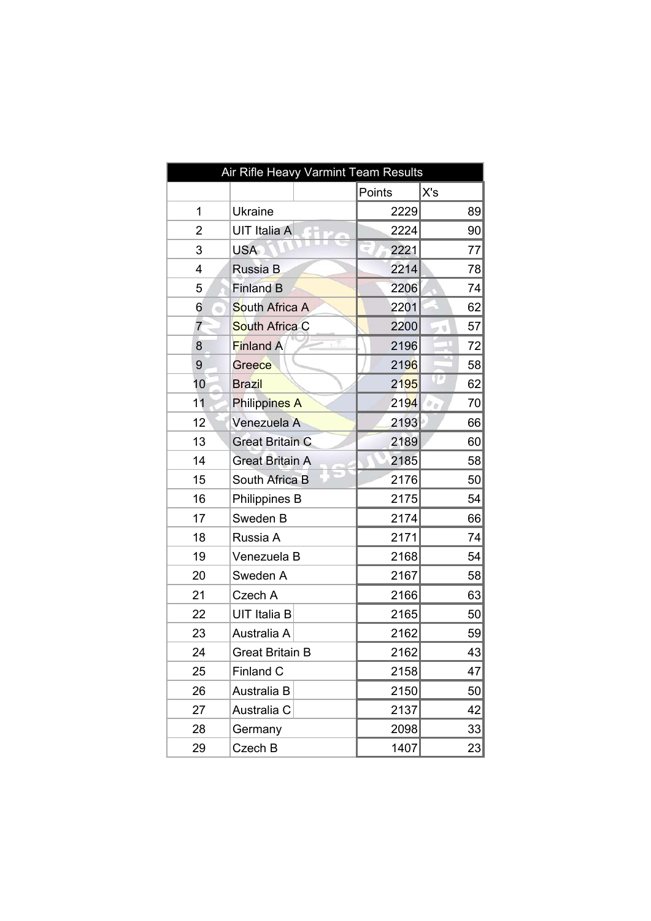## Air Rifle Heavy Varmint Team Results

| | | Points | X's |
|---|---|---|---|
| 1 | Ukraine | 2229 | 89 |
| 2 | UIT Italia A | 2224 | 90 |
| 3 | USA | 2221 | 77 |
| 4 | Russia B | 2214 | 78 |
| 5 | Finland B | 2206 | 74 |
| 6 | South Africa A | 2201 | 62 |
| 7 | South Africa C | 2200 | 57 |
| 8 | Finland A | 2196 | 72 |
| 9 | Greece | 2196 | 58 |
| 10 | Brazil | 2195 | 62 |
| 11 | Philippines A | 2194 | 70 |
| 12 | Venezuela A | 2193 | 66 |
| 13 | Great Britain C | 2189 | 60 |
| 14 | Great Britain A | 2185 | 58 |
| 15 | South Africa B | 2176 | 50 |
| 16 | Philippines B | 2175 | 54 |
| 17 | Sweden B | 2174 | 66 |
| 18 | Russia A | 2171 | 74 |
| 19 | Venezuela B | 2168 | 54 |
| 20 | Sweden A | 2167 | 58 |
| 21 | Czech A | 2166 | 63 |
| 22 | UIT Italia B | 2165 | 50 |
| 23 | Australia A | 2162 | 59 |
| 24 | Great Britain B | 2162 | 43 |
| 25 | Finland C | 2158 | 47 |
| 26 | Australia B | 2150 | 50 |
| 27 | Australia C | 2137 | 42 |
| 28 | Germany | 2098 | 33 |
| 29 | Czech B | 1407 | 23 |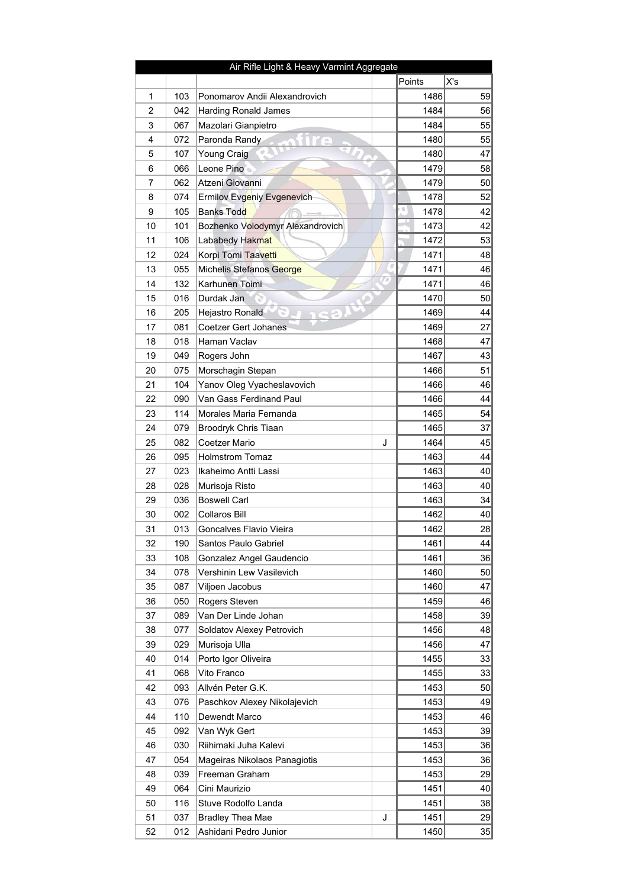| Air Rifle Light & Heavy Varmint Aggregate | | | | | |
|---|---|---|---|---|---|
| | | | | Points | X's |
| 1 | 103 | Ponomarov Andii Alexandrovich | | 1486 | 59 |
| 2 | 042 | Harding Ronald James | | 1484 | 56 |
| 3 | 067 | Mazolari Gianpietro | | 1484 | 55 |
| 4 | 072 | Paronda Randy | | 1480 | 55 |
| 5 | 107 | Young Craig | | 1480 | 47 |
| 6 | 066 | Leone Pino | | 1479 | 58 |
| 7 | 062 | Atzeni Giovanni | | 1479 | 50 |
| 8 | 074 | Ermilov Evgeniy Evgenevich | | 1478 | 52 |
| 9 | 105 | Banks Todd | | 1478 | 42 |
| 10 | 101 | Bozhenko Volodymyr Alexandrovich | | 1473 | 42 |
| 11 | 106 | Lababedy Hakmat | | 1472 | 53 |
| 12 | 024 | Korpi Tomi Taavetti | | 1471 | 48 |
| 13 | 055 | Michelis Stefanos George | | 1471 | 46 |
| 14 | 132 | Karhunen Toimi | | 1471 | 46 |
| 15 | 016 | Durdak Jan | | 1470 | 50 |
| 16 | 205 | Hejastro Ronald | | 1469 | 44 |
| 17 | 081 | Coetzer Gert Johanes | | 1469 | 27 |
| 18 | 018 | Haman Vaclav | | 1468 | 47 |
| 19 | 049 | Rogers John | | 1467 | 43 |
| 20 | 075 | Morschagin Stepan | | 1466 | 51 |
| 21 | 104 | Yanov Oleg Vyacheslavovich | | 1466 | 46 |
| 22 | 090 | Van Gass Ferdinand Paul | | 1466 | 44 |
| 23 | 114 | Morales Maria Fernanda | | 1465 | 54 |
| 24 | 079 | Broodryk Chris Tiaan | | 1465 | 37 |
| 25 | 082 | Coetzer Mario | J | 1464 | 45 |
| 26 | 095 | Holmstrom Tomaz | | 1463 | 44 |
| 27 | 023 | Ikaheimo Antti Lassi | | 1463 | 40 |
| 28 | 028 | Murisoja Risto | | 1463 | 40 |
| 29 | 036 | Boswell Carl | | 1463 | 34 |
| 30 | 002 | Collaros Bill | | 1462 | 40 |
| 31 | 013 | Goncalves Flavio Vieira | | 1462 | 28 |
| 32 | 190 | Santos Paulo Gabriel | | 1461 | 44 |
| 33 | 108 | Gonzalez Angel Gaudencio | | 1461 | 36 |
| 34 | 078 | Vershinin Lew Vasilevich | | 1460 | 50 |
| 35 | 087 | Viljoen Jacobus | | 1460 | 47 |
| 36 | 050 | Rogers Steven | | 1459 | 46 |
| 37 | 089 | Van Der Linde Johan | | 1458 | 39 |
| 38 | 077 | Soldatov Alexey Petrovich | | 1456 | 48 |
| 39 | 029 | Murisoja Ulla | | 1456 | 47 |
| 40 | 014 | Porto Igor Oliveira | | 1455 | 33 |
| 41 | 068 | Vito Franco | | 1455 | 33 |
| 42 | 093 | Allvén Peter G.K. | | 1453 | 50 |
| 43 | 076 | Paschkov Alexey Nikolajevich | | 1453 | 49 |
| 44 | 110 | Dewendt Marco | | 1453 | 46 |
| 45 | 092 | Van Wyk Gert | | 1453 | 39 |
| 46 | 030 | Riihimaki Juha Kalevi | | 1453 | 36 |
| 47 | 054 | Mageiras Nikolaos Panagiotis | | 1453 | 36 |
| 48 | 039 | Freeman Graham | | 1453 | 29 |
| 49 | 064 | Cini Maurizio | | 1451 | 40 |
| 50 | 116 | Stuve Rodolfo Landa | | 1451 | 38 |
| 51 | 037 | Bradley Thea Mae | J | 1451 | 29 |
| 52 | 012 | Ashidani Pedro Junior | | 1450 | 35 |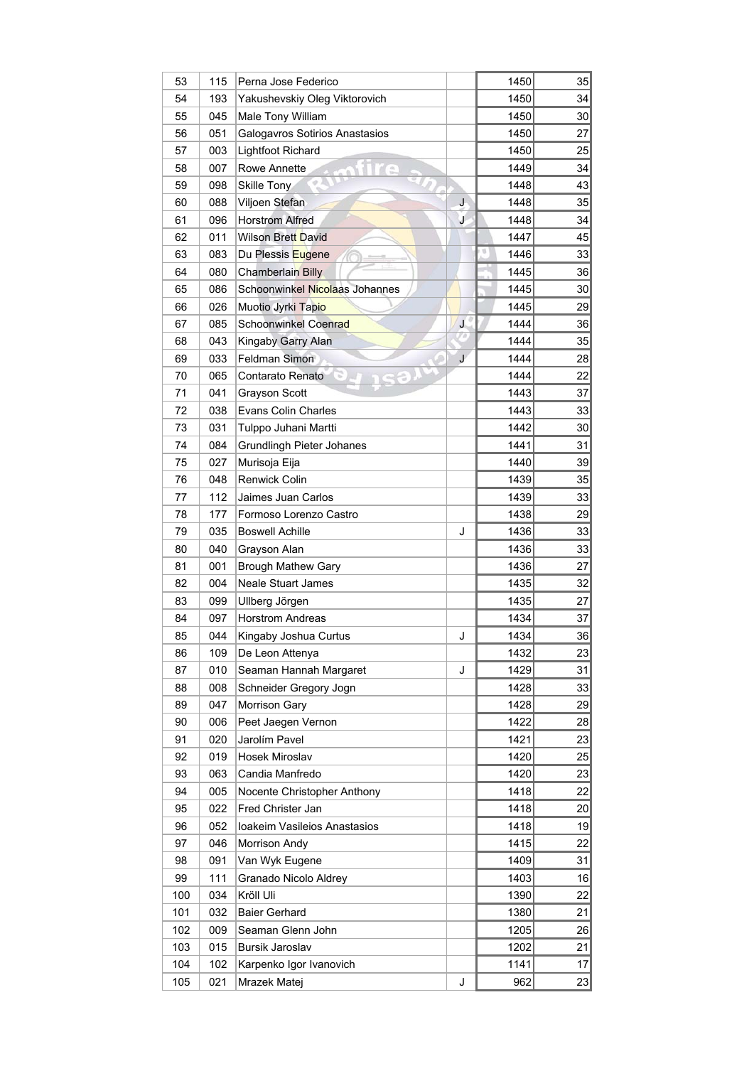| | | | | | |
|---|---|---|---|---|---|
| 53 | 115 | Perna Jose Federico | | 1450 | 35 |
| 54 | 193 | Yakushevskiy Oleg Viktorovich | | 1450 | 34 |
| 55 | 045 | Male Tony William | | 1450 | 30 |
| 56 | 051 | Galogavros Sotirios Anastasios | | 1450 | 27 |
| 57 | 003 | Lightfoot Richard | | 1450 | 25 |
| 58 | 007 | Rowe Annette | | 1449 | 34 |
| 59 | 098 | Skille Tony | | 1448 | 43 |
| 60 | 088 | Viljoen Stefan | J | 1448 | 35 |
| 61 | 096 | Horstrom Alfred | J | 1448 | 34 |
| 62 | 011 | Wilson Brett David | | 1447 | 45 |
| 63 | 083 | Du Plessis Eugene | | 1446 | 33 |
| 64 | 080 | Chamberlain Billy | | 1445 | 36 |
| 65 | 086 | Schoonwinkel Nicolaas Johannes | | 1445 | 30 |
| 66 | 026 | Muotio Jyrki Tapio | | 1445 | 29 |
| 67 | 085 | Schoonwinkel Coenrad | J | 1444 | 36 |
| 68 | 043 | Kingaby Garry Alan | | 1444 | 35 |
| 69 | 033 | Feldman Simon | J | 1444 | 28 |
| 70 | 065 | Contarato Renato | | 1444 | 22 |
| 71 | 041 | Grayson Scott | | 1443 | 37 |
| 72 | 038 | Evans Colin Charles | | 1443 | 33 |
| 73 | 031 | Tulppo Juhani Martti | | 1442 | 30 |
| 74 | 084 | Grundlingh Pieter Johanes | | 1441 | 31 |
| 75 | 027 | Murisoja Eija | | 1440 | 39 |
| 76 | 048 | Renwick Colin | | 1439 | 35 |
| 77 | 112 | Jaimes Juan Carlos | | 1439 | 33 |
| 78 | 177 | Formoso Lorenzo Castro | | 1438 | 29 |
| 79 | 035 | Boswell Achille | J | 1436 | 33 |
| 80 | 040 | Grayson Alan | | 1436 | 33 |
| 81 | 001 | Brough Mathew Gary | | 1436 | 27 |
| 82 | 004 | Neale Stuart James | | 1435 | 32 |
| 83 | 099 | Ullberg Jörgen | | 1435 | 27 |
| 84 | 097 | Horstrom Andreas | | 1434 | 37 |
| 85 | 044 | Kingaby Joshua Curtus | J | 1434 | 36 |
| 86 | 109 | De Leon Attenya | | 1432 | 23 |
| 87 | 010 | Seaman Hannah Margaret | J | 1429 | 31 |
| 88 | 008 | Schneider Gregory Jogn | | 1428 | 33 |
| 89 | 047 | Morrison Gary | | 1428 | 29 |
| 90 | 006 | Peet Jaegen Vernon | | 1422 | 28 |
| 91 | 020 | Jarolím Pavel | | 1421 | 23 |
| 92 | 019 | Hosek Miroslav | | 1420 | 25 |
| 93 | 063 | Candia Manfredo | | 1420 | 23 |
| 94 | 005 | Nocente Christopher Anthony | | 1418 | 22 |
| 95 | 022 | Fred Christer Jan | | 1418 | 20 |
| 96 | 052 | Ioakeim Vasileios Anastasios | | 1418 | 19 |
| 97 | 046 | Morrison Andy | | 1415 | 22 |
| 98 | 091 | Van Wyk Eugene | | 1409 | 31 |
| 99 | 111 | Granado Nicolo Aldrey | | 1403 | 16 |
| 100 | 034 | Kröll Uli | | 1390 | 22 |
| 101 | 032 | Baier Gerhard | | 1380 | 21 |
| 102 | 009 | Seaman Glenn John | | 1205 | 26 |
| 103 | 015 | Bursik Jaroslav | | 1202 | 21 |
| 104 | 102 | Karpenko Igor Ivanovich | | 1141 | 17 |
| 105 | 021 | Mrazek Matej | J | 962 | 23 |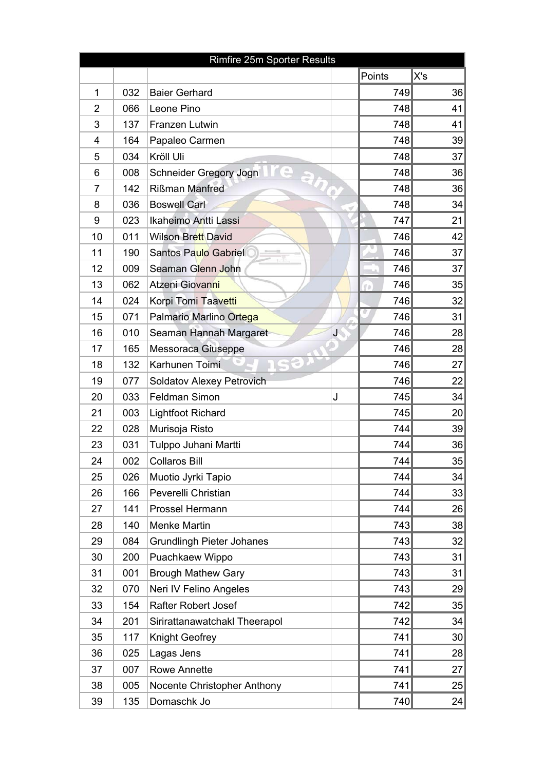| Rimfire 25m Sporter Results | | | | | |
|---|---|---|---|---|---|
| | | | | Points | X's |
| 1 | 032 | Baier Gerhard | | 749 | 36 |
| 2 | 066 | Leone Pino | | 748 | 41 |
| 3 | 137 | Franzen Lutwin | | 748 | 41 |
| 4 | 164 | Papaleo Carmen | | 748 | 39 |
| 5 | 034 | Kröll Uli | | 748 | 37 |
| 6 | 008 | Schneider Gregory Jogn | | 748 | 36 |
| 7 | 142 | Rißman Manfred | | 748 | 36 |
| 8 | 036 | Boswell Carl | | 748 | 34 |
| 9 | 023 | Ikaheimo Antti Lassi | | 747 | 21 |
| 10 | 011 | Wilson Brett David | | 746 | 42 |
| 11 | 190 | Santos Paulo Gabriel | | 746 | 37 |
| 12 | 009 | Seaman Glenn John | | 746 | 37 |
| 13 | 062 | Atzeni Giovanni | | 746 | 35 |
| 14 | 024 | Korpi Tomi Taavetti | | 746 | 32 |
| 15 | 071 | Palmario Marlino Ortega | | 746 | 31 |
| 16 | 010 | Seaman Hannah Margaret | J | 746 | 28 |
| 17 | 165 | Messoraca Giuseppe | | 746 | 28 |
| 18 | 132 | Karhunen Toimi | | 746 | 27 |
| 19 | 077 | Soldatov Alexey Petrovich | | 746 | 22 |
| 20 | 033 | Feldman Simon | J | 745 | 34 |
| 21 | 003 | Lightfoot Richard | | 745 | 20 |
| 22 | 028 | Murisoja Risto | | 744 | 39 |
| 23 | 031 | Tulppo Juhani Martti | | 744 | 36 |
| 24 | 002 | Collaros Bill | | 744 | 35 |
| 25 | 026 | Muotio Jyrki Tapio | | 744 | 34 |
| 26 | 166 | Peverelli Christian | | 744 | 33 |
| 27 | 141 | Prossel Hermann | | 744 | 26 |
| 28 | 140 | Menke Martin | | 743 | 38 |
| 29 | 084 | Grundlingh Pieter Johanes | | 743 | 32 |
| 30 | 200 | Puachkaew Wippo | | 743 | 31 |
| 31 | 001 | Brough Mathew Gary | | 743 | 31 |
| 32 | 070 | Neri IV Felino Angeles | | 743 | 29 |
| 33 | 154 | Rafter Robert Josef | | 742 | 35 |
| 34 | 201 | Sirirattanawatchakl Theerapol | | 742 | 34 |
| 35 | 117 | Knight Geofrey | | 741 | 30 |
| 36 | 025 | Lagas Jens | | 741 | 28 |
| 37 | 007 | Rowe Annette | | 741 | 27 |
| 38 | 005 | Nocente Christopher Anthony | | 741 | 25 |
| 39 | 135 | Domaschk Jo | | 740 | 24 |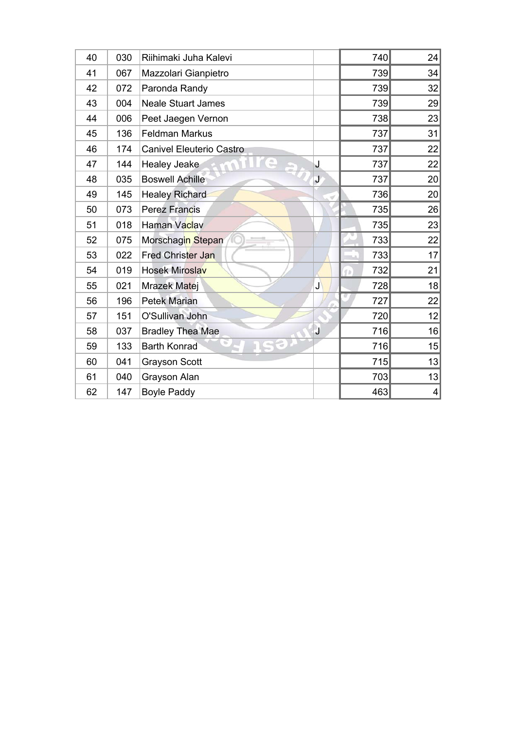| | | | | | |
|---|---|---|---|---|---|
| 40 | 030 | Riihimaki Juha Kalevi | | 740 | 24 |
| 41 | 067 | Mazzolari Gianpietro | | 739 | 34 |
| 42 | 072 | Paronda Randy | | 739 | 32 |
| 43 | 004 | Neale Stuart James | | 739 | 29 |
| 44 | 006 | Peet Jaegen Vernon | | 738 | 23 |
| 45 | 136 | Feldman Markus | | 737 | 31 |
| 46 | 174 | Canivel Eleuterio Castro | | 737 | 22 |
| 47 | 144 | Healey Jeake | J | 737 | 22 |
| 48 | 035 | Boswell Achille | J | 737 | 20 |
| 49 | 145 | Healey Richard | | 736 | 20 |
| 50 | 073 | Perez Francis | | 735 | 26 |
| 51 | 018 | Haman Vaclav | | 735 | 23 |
| 52 | 075 | Morschagin Stepan | | 733 | 22 |
| 53 | 022 | Fred Christer Jan | | 733 | 17 |
| 54 | 019 | Hosek Miroslav | | 732 | 21 |
| 55 | 021 | Mrazek Matej | J | 728 | 18 |
| 56 | 196 | Petek Marian | | 727 | 22 |
| 57 | 151 | O'Sullivan John | | 720 | 12 |
| 58 | 037 | Bradley Thea Mae | J | 716 | 16 |
| 59 | 133 | Barth Konrad | | 716 | 15 |
| 60 | 041 | Grayson Scott | | 715 | 13 |
| 61 | 040 | Grayson Alan | | 703 | 13 |
| 62 | 147 | Boyle Paddy | | 463 | 4 |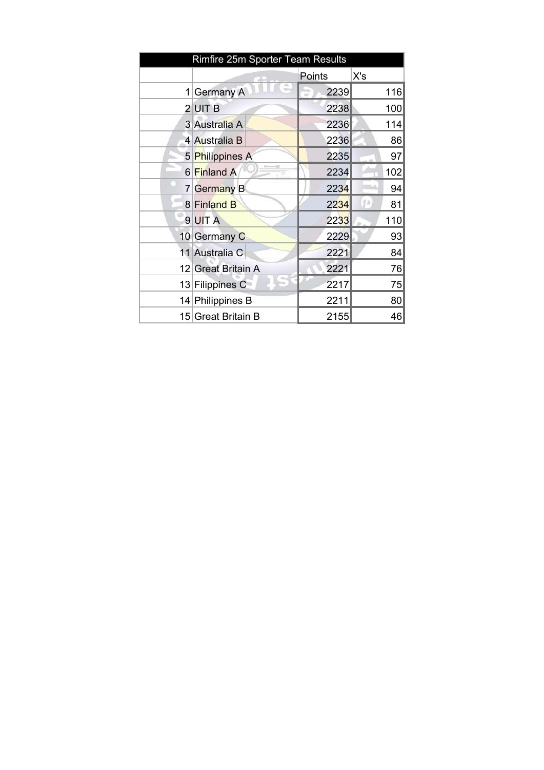| Rimfire 25m Sporter Team Results | | | |
|---|---|---|---|
| | | Points | X's |
| 1 | Germany A | 2239 | 116 |
| 2 | UIT B | 2238 | 100 |
| 3 | Australia A | 2236 | 114 |
| 4 | Australia B | 2236 | 86 |
| 5 | Philippines A | 2235 | 97 |
| 6 | Finland A | 2234 | 102 |
| 7 | Germany B | 2234 | 94 |
| 8 | Finland B | 2234 | 81 |
| 9 | UIT A | 2233 | 110 |
| 10 | Germany C | 2229 | 93 |
| 11 | Australia C | 2221 | 84 |
| 12 | Great Britain A | 2221 | 76 |
| 13 | Filippines C | 2217 | 75 |
| 14 | Philippines B | 2211 | 80 |
| 15 | Great Britain B | 2155 | 46 |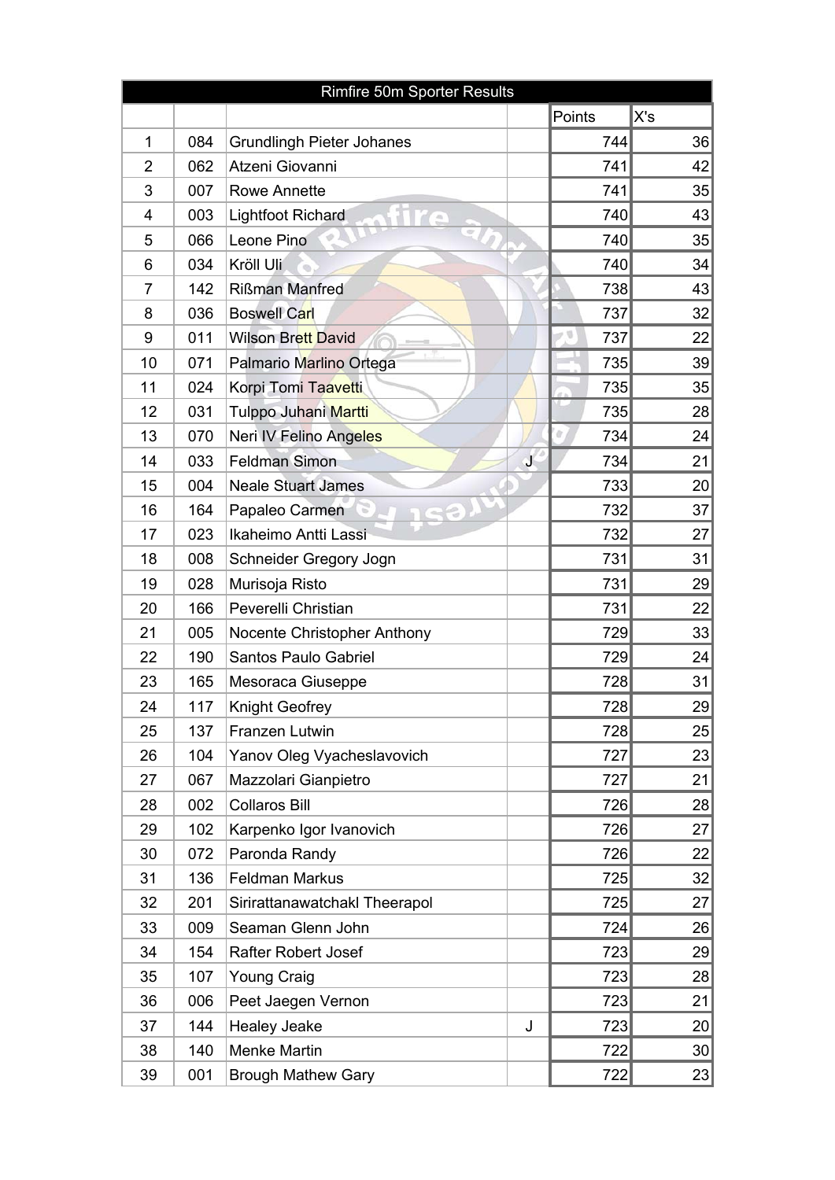| Rimfire 50m Sporter Results | | | | | |
|---|---|---|---|---|---|
| | | | | Points | X's |
| 1 | 084 | Grundlingh Pieter Johanes | | 744 | 36 |
| 2 | 062 | Atzeni Giovanni | | 741 | 42 |
| 3 | 007 | Rowe Annette | | 741 | 35 |
| 4 | 003 | Lightfoot Richard | | 740 | 43 |
| 5 | 066 | Leone Pino | | 740 | 35 |
| 6 | 034 | Kröll Uli | | 740 | 34 |
| 7 | 142 | Rißman Manfred | | 738 | 43 |
| 8 | 036 | Boswell Carl | | 737 | 32 |
| 9 | 011 | Wilson Brett David | | 737 | 22 |
| 10 | 071 | Palmario Marlino Ortega | | 735 | 39 |
| 11 | 024 | Korpi Tomi Taavetti | | 735 | 35 |
| 12 | 031 | Tulppo Juhani Martti | | 735 | 28 |
| 13 | 070 | Neri IV Felino Angeles | | 734 | 24 |
| 14 | 033 | Feldman Simon | J | 734 | 21 |
| 15 | 004 | Neale Stuart James | | 733 | 20 |
| 16 | 164 | Papaleo Carmen | | 732 | 37 |
| 17 | 023 | Ikaheimo Antti Lassi | | 732 | 27 |
| 18 | 008 | Schneider Gregory Jogn | | 731 | 31 |
| 19 | 028 | Murisoja Risto | | 731 | 29 |
| 20 | 166 | Peverelli Christian | | 731 | 22 |
| 21 | 005 | Nocente Christopher Anthony | | 729 | 33 |
| 22 | 190 | Santos Paulo Gabriel | | 729 | 24 |
| 23 | 165 | Mesoraca Giuseppe | | 728 | 31 |
| 24 | 117 | Knight Geofrey | | 728 | 29 |
| 25 | 137 | Franzen Lutwin | | 728 | 25 |
| 26 | 104 | Yanov Oleg Vyacheslavovich | | 727 | 23 |
| 27 | 067 | Mazzolari Gianpietro | | 727 | 21 |
| 28 | 002 | Collaros Bill | | 726 | 28 |
| 29 | 102 | Karpenko Igor Ivanovich | | 726 | 27 |
| 30 | 072 | Paronda Randy | | 726 | 22 |
| 31 | 136 | Feldman Markus | | 725 | 32 |
| 32 | 201 | Sirirattanawatchakl Theerapol | | 725 | 27 |
| 33 | 009 | Seaman Glenn John | | 724 | 26 |
| 34 | 154 | Rafter Robert Josef | | 723 | 29 |
| 35 | 107 | Young Craig | | 723 | 28 |
| 36 | 006 | Peet Jaegen Vernon | | 723 | 21 |
| 37 | 144 | Healey Jeake | J | 723 | 20 |
| 38 | 140 | Menke Martin | | 722 | 30 |
| 39 | 001 | Brough Mathew Gary | | 722 | 23 |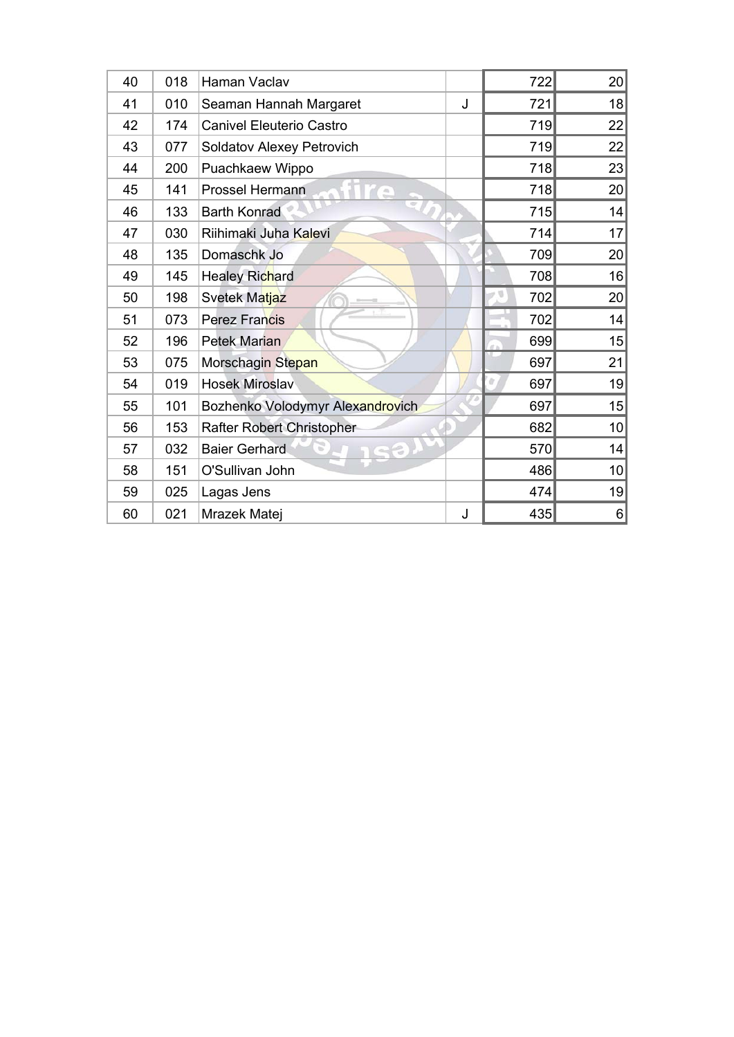| | | | | | |
|---|---|---|---|---|---|
| 40 | 018 | Haman Vaclav | | 722 | 20 |
| 41 | 010 | Seaman Hannah Margaret | J | 721 | 18 |
| 42 | 174 | Canivel Eleuterio Castro | | 719 | 22 |
| 43 | 077 | Soldatov Alexey Petrovich | | 719 | 22 |
| 44 | 200 | Puachkaew Wippo | | 718 | 23 |
| 45 | 141 | Prossel Hermann | | 718 | 20 |
| 46 | 133 | Barth Konrad | | 715 | 14 |
| 47 | 030 | Riihimaki Juha Kalevi | | 714 | 17 |
| 48 | 135 | Domaschk Jo | | 709 | 20 |
| 49 | 145 | Healey Richard | | 708 | 16 |
| 50 | 198 | Svetek Matjaz | | 702 | 20 |
| 51 | 073 | Perez Francis | | 702 | 14 |
| 52 | 196 | Petek Marian | | 699 | 15 |
| 53 | 075 | Morschagin Stepan | | 697 | 21 |
| 54 | 019 | Hosek Miroslav | | 697 | 19 |
| 55 | 101 | Bozhenko Volodymyr Alexandrovich | | 697 | 15 |
| 56 | 153 | Rafter Robert Christopher | | 682 | 10 |
| 57 | 032 | Baier Gerhard | | 570 | 14 |
| 58 | 151 | O'Sullivan John | | 486 | 10 |
| 59 | 025 | Lagas Jens | | 474 | 19 |
| 60 | 021 | Mrazek Matej | J | 435 | 6 |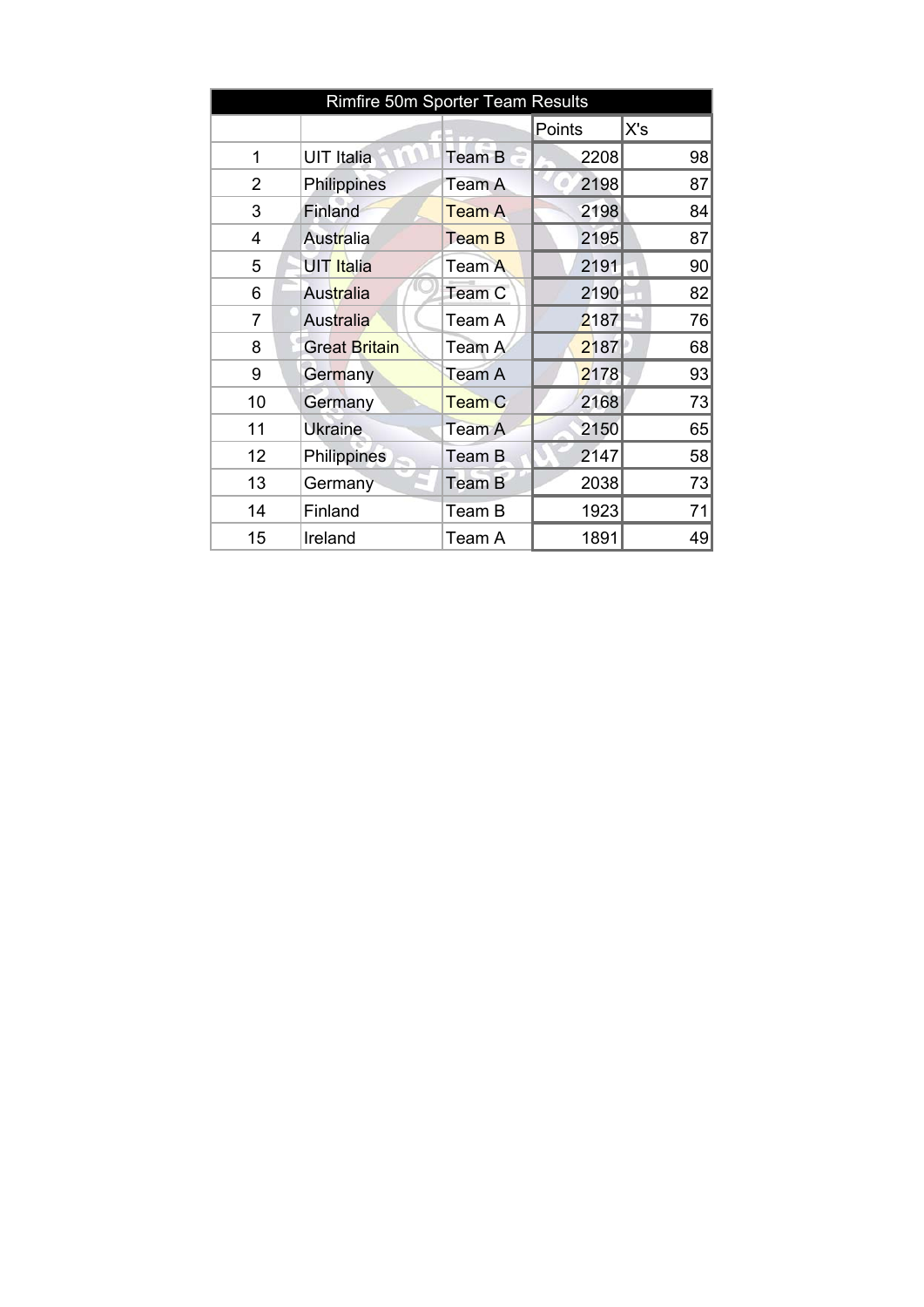| Rimfire 50m Sporter Team Results | | | | |
|---|---|---|---|---|
| | | | Points | X's |
| 1 | UIT Italia | Team B | 2208 | 98 |
| 2 | Philippines | Team A | 2198 | 87 |
| 3 | Finland | Team A | 2198 | 84 |
| 4 | Australia | Team B | 2195 | 87 |
| 5 | UIT Italia | Team A | 2191 | 90 |
| 6 | Australia | Team C | 2190 | 82 |
| 7 | Australia | Team A | 2187 | 76 |
| 8 | Great Britain | Team A | 2187 | 68 |
| 9 | Germany | Team A | 2178 | 93 |
| 10 | Germany | Team C | 2168 | 73 |
| 11 | Ukraine | Team A | 2150 | 65 |
| 12 | Philippines | Team B | 2147 | 58 |
| 13 | Germany | Team B | 2038 | 73 |
| 14 | Finland | Team B | 1923 | 71 |
| 15 | Ireland | Team A | 1891 | 49 |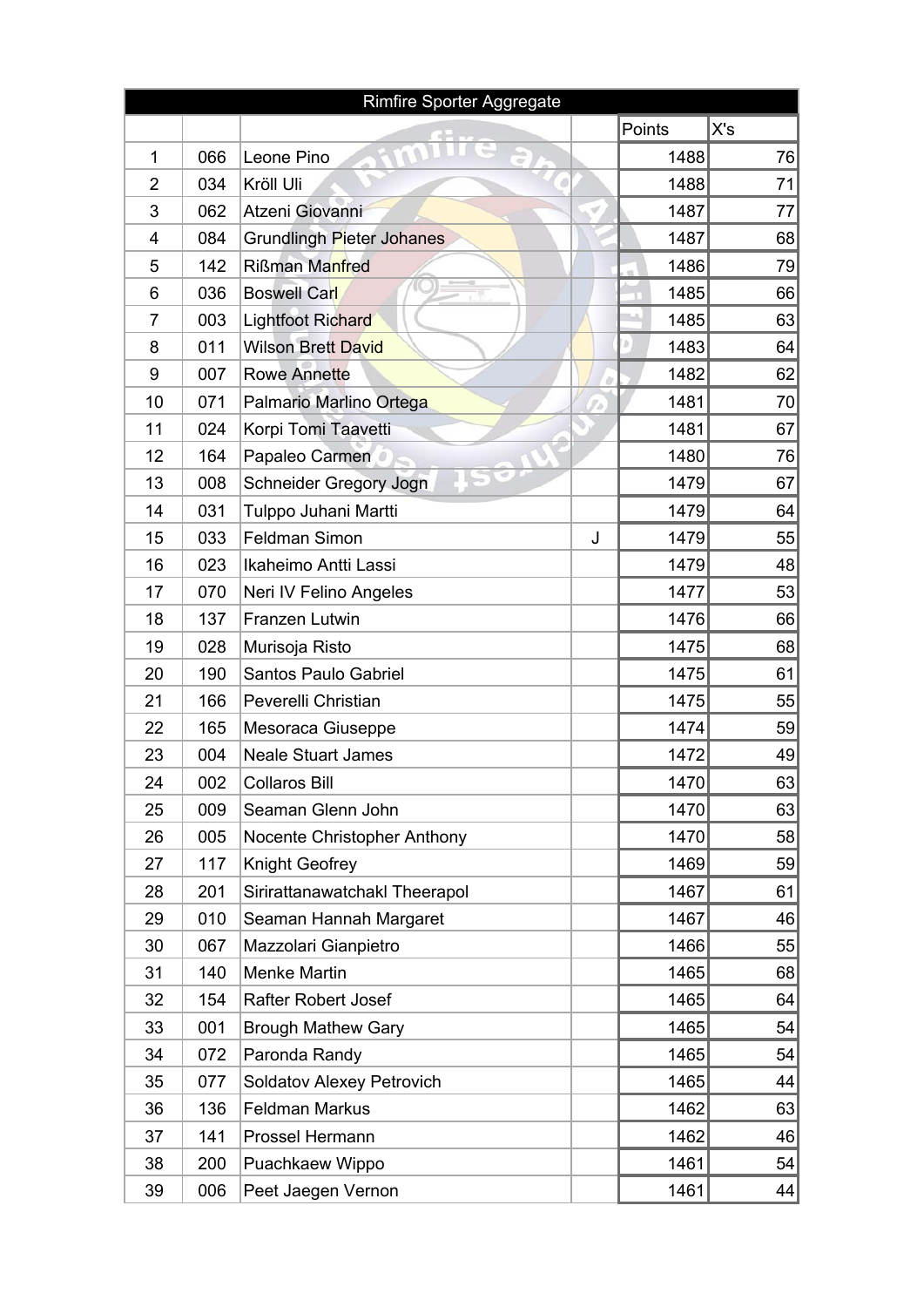| Rimfire Sporter Aggregate | | | | | |
|---|---|---|---|---|---|
| | | | | Points | X's |
| 1 | 066 | Leone Pino | | 1488 | 76 |
| 2 | 034 | Kröll Uli | | 1488 | 71 |
| 3 | 062 | Atzeni Giovanni | | 1487 | 77 |
| 4 | 084 | Grundlingh Pieter Johanes | | 1487 | 68 |
| 5 | 142 | Rißman Manfred | | 1486 | 79 |
| 6 | 036 | Boswell Carl | | 1485 | 66 |
| 7 | 003 | Lightfoot Richard | | 1485 | 63 |
| 8 | 011 | Wilson Brett David | | 1483 | 64 |
| 9 | 007 | Rowe Annette | | 1482 | 62 |
| 10 | 071 | Palmario Marlino Ortega | | 1481 | 70 |
| 11 | 024 | Korpi Tomi Taavetti | | 1481 | 67 |
| 12 | 164 | Papaleo Carmen | | 1480 | 76 |
| 13 | 008 | Schneider Gregory Jogn | | 1479 | 67 |
| 14 | 031 | Tulppo Juhani Martti | | 1479 | 64 |
| 15 | 033 | Feldman Simon | J | 1479 | 55 |
| 16 | 023 | Ikaheimo Antti Lassi | | 1479 | 48 |
| 17 | 070 | Neri IV Felino Angeles | | 1477 | 53 |
| 18 | 137 | Franzen Lutwin | | 1476 | 66 |
| 19 | 028 | Murisoja Risto | | 1475 | 68 |
| 20 | 190 | Santos Paulo Gabriel | | 1475 | 61 |
| 21 | 166 | Peverelli Christian | | 1475 | 55 |
| 22 | 165 | Mesoraca Giuseppe | | 1474 | 59 |
| 23 | 004 | Neale Stuart James | | 1472 | 49 |
| 24 | 002 | Collaros Bill | | 1470 | 63 |
| 25 | 009 | Seaman Glenn John | | 1470 | 63 |
| 26 | 005 | Nocente Christopher Anthony | | 1470 | 58 |
| 27 | 117 | Knight Geofrey | | 1469 | 59 |
| 28 | 201 | Sirirattanawatchakl Theerapol | | 1467 | 61 |
| 29 | 010 | Seaman Hannah Margaret | | 1467 | 46 |
| 30 | 067 | Mazzolari Gianpietro | | 1466 | 55 |
| 31 | 140 | Menke Martin | | 1465 | 68 |
| 32 | 154 | Rafter Robert Josef | | 1465 | 64 |
| 33 | 001 | Brough Mathew Gary | | 1465 | 54 |
| 34 | 072 | Paronda Randy | | 1465 | 54 |
| 35 | 077 | Soldatov Alexey Petrovich | | 1465 | 44 |
| 36 | 136 | Feldman Markus | | 1462 | 63 |
| 37 | 141 | Prossel Hermann | | 1462 | 46 |
| 38 | 200 | Puachkaew Wippo | | 1461 | 54 |
| 39 | 006 | Peet Jaegen Vernon | | 1461 | 44 |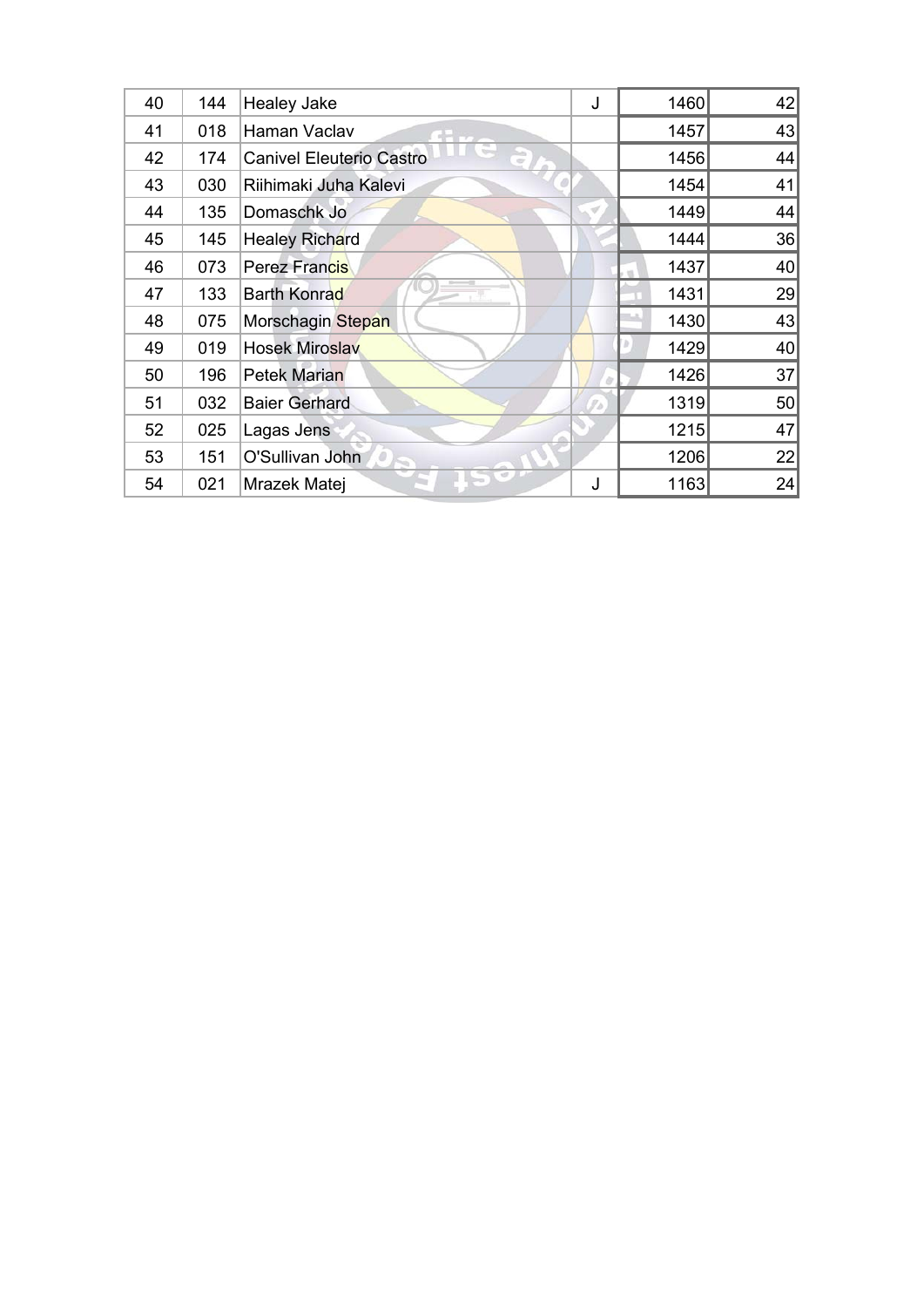| | | | | | |
|---|---|---|---|---|---|
| 40 | 144 | Healey Jake | J | 1460 | 42 |
| 41 | 018 | Haman Vaclav | | 1457 | 43 |
| 42 | 174 | Canivel Eleuterio Castro | | 1456 | 44 |
| 43 | 030 | Riihimaki Juha Kalevi | | 1454 | 41 |
| 44 | 135 | Domaschk Jo | | 1449 | 44 |
| 45 | 145 | Healey Richard | | 1444 | 36 |
| 46 | 073 | Perez Francis | | 1437 | 40 |
| 47 | 133 | Barth Konrad | | 1431 | 29 |
| 48 | 075 | Morschagin Stepan | | 1430 | 43 |
| 49 | 019 | Hosek Miroslav | | 1429 | 40 |
| 50 | 196 | Petek Marian | | 1426 | 37 |
| 51 | 032 | Baier Gerhard | | 1319 | 50 |
| 52 | 025 | Lagas Jens | | 1215 | 47 |
| 53 | 151 | O'Sullivan John | | 1206 | 22 |
| 54 | 021 | Mrazek Matej | J | 1163 | 24 |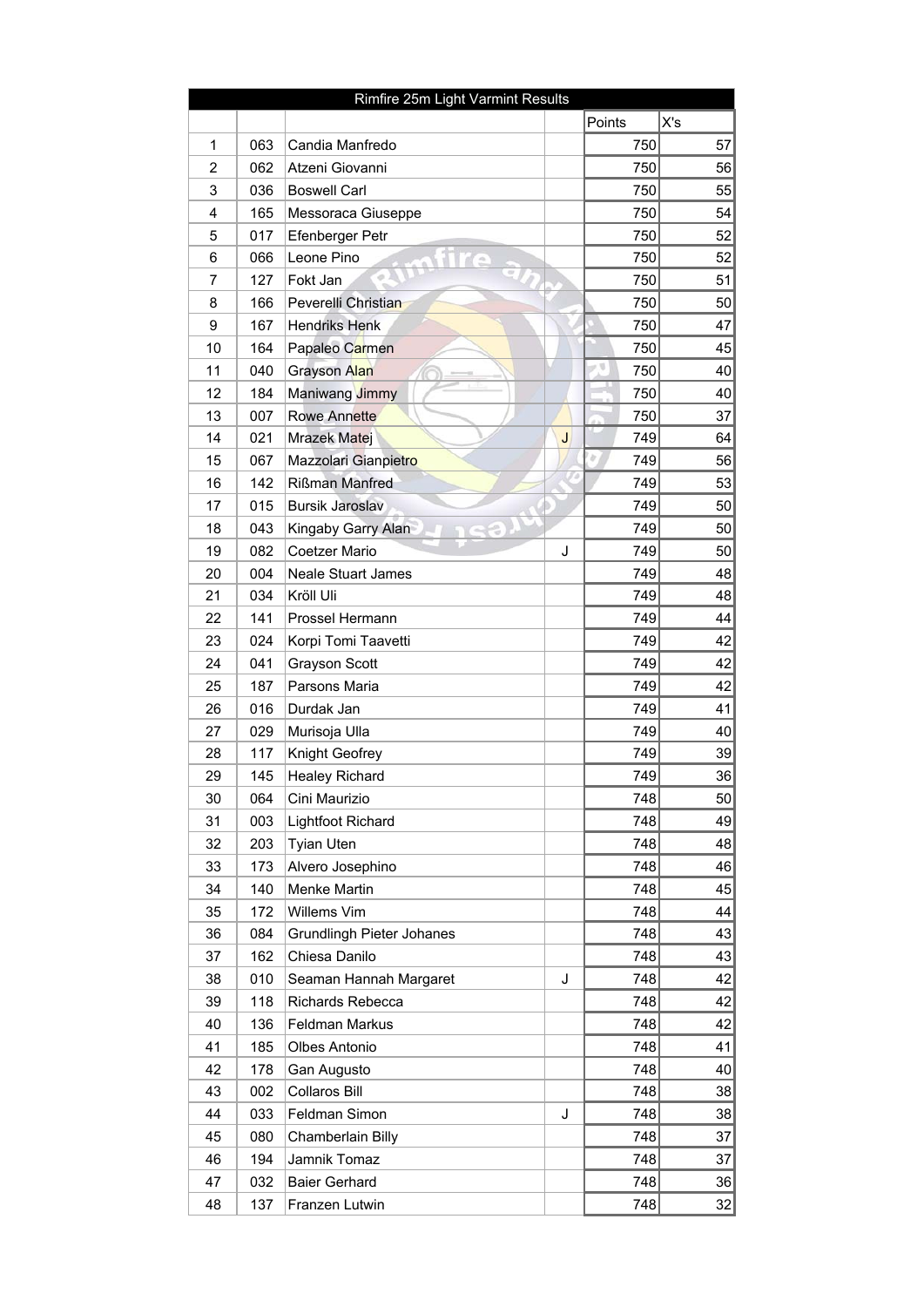| Rimfire 25m Light Varmint Results | | | | | |
|---|---|---|---|---|---|
| | | | | Points | X's |
| 1 | 063 | Candia Manfredo | | 750 | 57 |
| 2 | 062 | Atzeni Giovanni | | 750 | 56 |
| 3 | 036 | Boswell Carl | | 750 | 55 |
| 4 | 165 | Messoraca Giuseppe | | 750 | 54 |
| 5 | 017 | Efenberger Petr | | 750 | 52 |
| 6 | 066 | Leone Pino | | 750 | 52 |
| 7 | 127 | Fokt Jan | | 750 | 51 |
| 8 | 166 | Peverelli Christian | | 750 | 50 |
| 9 | 167 | Hendriks Henk | | 750 | 47 |
| 10 | 164 | Papaleo Carmen | | 750 | 45 |
| 11 | 040 | Grayson Alan | | 750 | 40 |
| 12 | 184 | Maniwang Jimmy | | 750 | 40 |
| 13 | 007 | Rowe Annette | | 750 | 37 |
| 14 | 021 | Mrazek Matej | J | 749 | 64 |
| 15 | 067 | Mazzolari Gianpietro | | 749 | 56 |
| 16 | 142 | Rißman Manfred | | 749 | 53 |
| 17 | 015 | Bursik Jaroslav | | 749 | 50 |
| 18 | 043 | Kingaby Garry Alan | | 749 | 50 |
| 19 | 082 | Coetzer Mario | J | 749 | 50 |
| 20 | 004 | Neale Stuart James | | 749 | 48 |
| 21 | 034 | Kröll Uli | | 749 | 48 |
| 22 | 141 | Prossel Hermann | | 749 | 44 |
| 23 | 024 | Korpi Tomi Taavetti | | 749 | 42 |
| 24 | 041 | Grayson Scott | | 749 | 42 |
| 25 | 187 | Parsons Maria | | 749 | 42 |
| 26 | 016 | Durdak Jan | | 749 | 41 |
| 27 | 029 | Murisoja Ulla | | 749 | 40 |
| 28 | 117 | Knight Geofrey | | 749 | 39 |
| 29 | 145 | Healey Richard | | 749 | 36 |
| 30 | 064 | Cini Maurizio | | 748 | 50 |
| 31 | 003 | Lightfoot Richard | | 748 | 49 |
| 32 | 203 | Tyian Uten | | 748 | 48 |
| 33 | 173 | Alvero Josephino | | 748 | 46 |
| 34 | 140 | Menke Martin | | 748 | 45 |
| 35 | 172 | Willems Vim | | 748 | 44 |
| 36 | 084 | Grundlingh Pieter Johanes | | 748 | 43 |
| 37 | 162 | Chiesa Danilo | | 748 | 43 |
| 38 | 010 | Seaman Hannah Margaret | J | 748 | 42 |
| 39 | 118 | Richards Rebecca | | 748 | 42 |
| 40 | 136 | Feldman Markus | | 748 | 42 |
| 41 | 185 | Olbes Antonio | | 748 | 41 |
| 42 | 178 | Gan Augusto | | 748 | 40 |
| 43 | 002 | Collaros Bill | | 748 | 38 |
| 44 | 033 | Feldman Simon | J | 748 | 38 |
| 45 | 080 | Chamberlain Billy | | 748 | 37 |
| 46 | 194 | Jamnik Tomaz | | 748 | 37 |
| 47 | 032 | Baier Gerhard | | 748 | 36 |
| 48 | 137 | Franzen Lutwin | | 748 | 32 |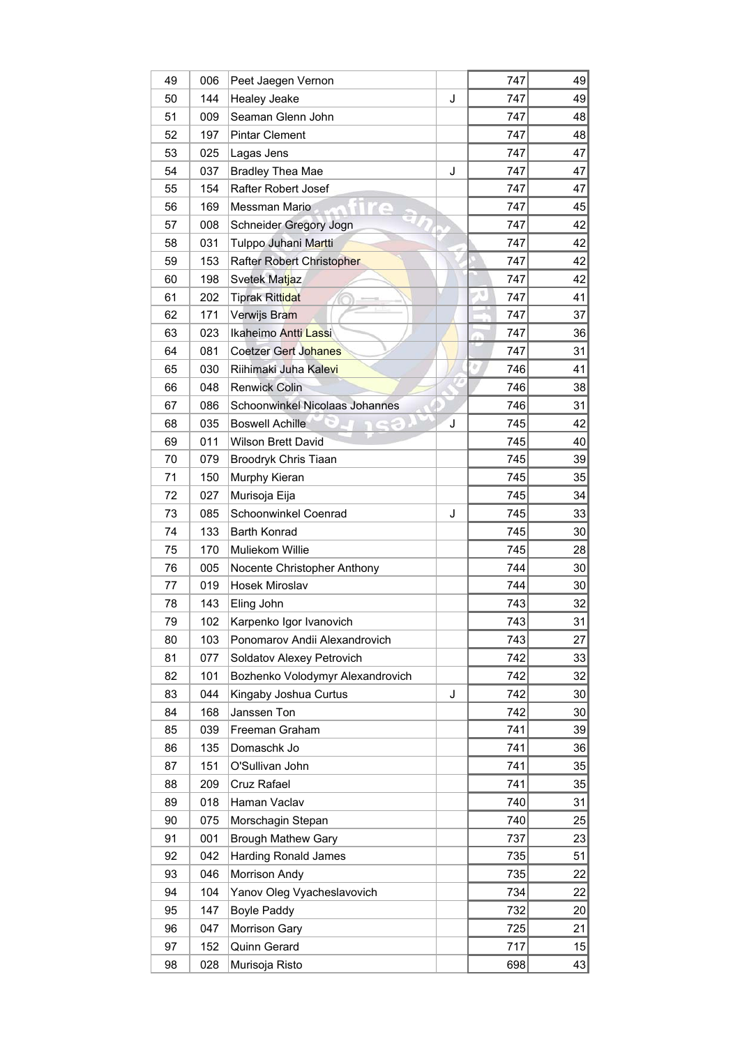| | | | | | |
|---|---|---|---|---|---|
| 49 | 006 | Peet Jaegen Vernon | | 747 | 49 |
| 50 | 144 | Healey Jeake | J | 747 | 49 |
| 51 | 009 | Seaman Glenn John | | 747 | 48 |
| 52 | 197 | Pintar Clement | | 747 | 48 |
| 53 | 025 | Lagas Jens | | 747 | 47 |
| 54 | 037 | Bradley Thea Mae | J | 747 | 47 |
| 55 | 154 | Rafter Robert Josef | | 747 | 47 |
| 56 | 169 | Messman Mario | | 747 | 45 |
| 57 | 008 | Schneider Gregory Jogn | | 747 | 42 |
| 58 | 031 | Tulppo Juhani Martti | | 747 | 42 |
| 59 | 153 | Rafter Robert Christopher | | 747 | 42 |
| 60 | 198 | Svetek Matjaz | | 747 | 42 |
| 61 | 202 | Tiprak Rittidat | | 747 | 41 |
| 62 | 171 | Verwijs Bram | | 747 | 37 |
| 63 | 023 | Ikaheimo Antti Lassi | | 747 | 36 |
| 64 | 081 | Coetzer Gert Johanes | | 747 | 31 |
| 65 | 030 | Riihimaki Juha Kalevi | | 746 | 41 |
| 66 | 048 | Renwick Colin | | 746 | 38 |
| 67 | 086 | Schoonwinkel Nicolaas Johannes | | 746 | 31 |
| 68 | 035 | Boswell Achille | J | 745 | 42 |
| 69 | 011 | Wilson Brett David | | 745 | 40 |
| 70 | 079 | Broodryk Chris Tiaan | | 745 | 39 |
| 71 | 150 | Murphy Kieran | | 745 | 35 |
| 72 | 027 | Murisoja Eija | | 745 | 34 |
| 73 | 085 | Schoonwinkel Coenrad | J | 745 | 33 |
| 74 | 133 | Barth Konrad | | 745 | 30 |
| 75 | 170 | Muliekom Willie | | 745 | 28 |
| 76 | 005 | Nocente Christopher Anthony | | 744 | 30 |
| 77 | 019 | Hosek Miroslav | | 744 | 30 |
| 78 | 143 | Eling John | | 743 | 32 |
| 79 | 102 | Karpenko Igor Ivanovich | | 743 | 31 |
| 80 | 103 | Ponomarov Andii Alexandrovich | | 743 | 27 |
| 81 | 077 | Soldatov Alexey Petrovich | | 742 | 33 |
| 82 | 101 | Bozhenko Volodymyr Alexandrovich | | 742 | 32 |
| 83 | 044 | Kingaby Joshua Curtus | J | 742 | 30 |
| 84 | 168 | Janssen Ton | | 742 | 30 |
| 85 | 039 | Freeman Graham | | 741 | 39 |
| 86 | 135 | Domaschk Jo | | 741 | 36 |
| 87 | 151 | O'Sullivan John | | 741 | 35 |
| 88 | 209 | Cruz Rafael | | 741 | 35 |
| 89 | 018 | Haman Vaclav | | 740 | 31 |
| 90 | 075 | Morschagin Stepan | | 740 | 25 |
| 91 | 001 | Brough Mathew Gary | | 737 | 23 |
| 92 | 042 | Harding Ronald James | | 735 | 51 |
| 93 | 046 | Morrison Andy | | 735 | 22 |
| 94 | 104 | Yanov Oleg Vyacheslavovich | | 734 | 22 |
| 95 | 147 | Boyle Paddy | | 732 | 20 |
| 96 | 047 | Morrison Gary | | 725 | 21 |
| 97 | 152 | Quinn Gerard | | 717 | 15 |
| 98 | 028 | Murisoja Risto | | 698 | 43 |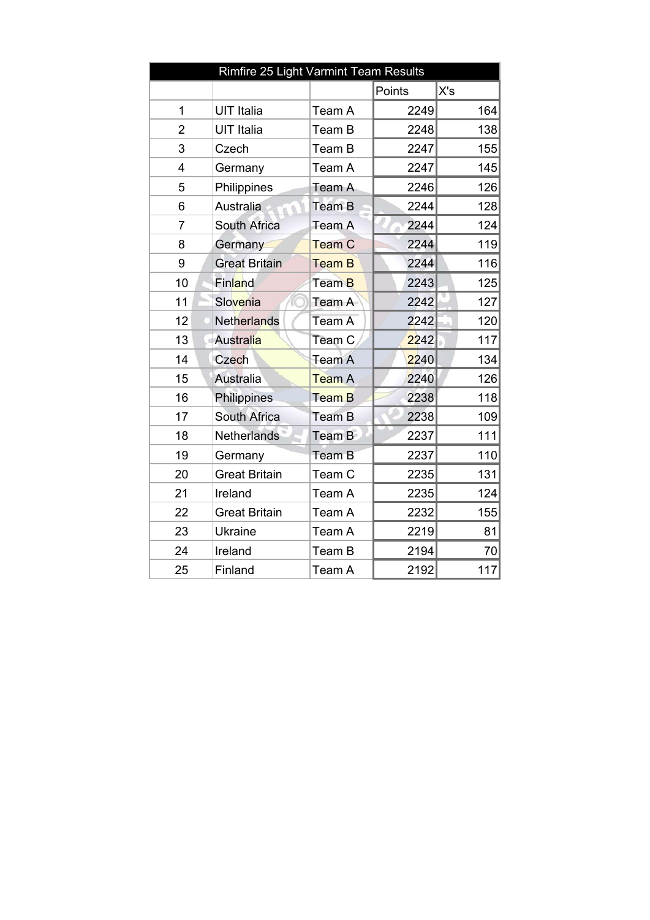| Rimfire 25 Light Varmint Team Results | | | | |
|---|---|---|---|---|
| | | | Points | X's |
| 1 | UIT Italia | Team A | 2249 | 164 |
| 2 | UIT Italia | Team B | 2248 | 138 |
| 3 | Czech | Team B | 2247 | 155 |
| 4 | Germany | Team A | 2247 | 145 |
| 5 | Philippines | Team A | 2246 | 126 |
| 6 | Australia | Team B | 2244 | 128 |
| 7 | South Africa | Team A | 2244 | 124 |
| 8 | Germany | Team C | 2244 | 119 |
| 9 | Great Britain | Team B | 2244 | 116 |
| 10 | Finland | Team B | 2243 | 125 |
| 11 | Slovenia | Team A | 2242 | 127 |
| 12 | Netherlands | Team A | 2242 | 120 |
| 13 | Australia | Team C | 2242 | 117 |
| 14 | Czech | Team A | 2240 | 134 |
| 15 | Australia | Team A | 2240 | 126 |
| 16 | Philippines | Team B | 2238 | 118 |
| 17 | South Africa | Team B | 2238 | 109 |
| 18 | Netherlands | Team B | 2237 | 111 |
| 19 | Germany | Team B | 2237 | 110 |
| 20 | Great Britain | Team C | 2235 | 131 |
| 21 | Ireland | Team A | 2235 | 124 |
| 22 | Great Britain | Team A | 2232 | 155 |
| 23 | Ukraine | Team A | 2219 | 81 |
| 24 | Ireland | Team B | 2194 | 70 |
| 25 | Finland | Team A | 2192 | 117 |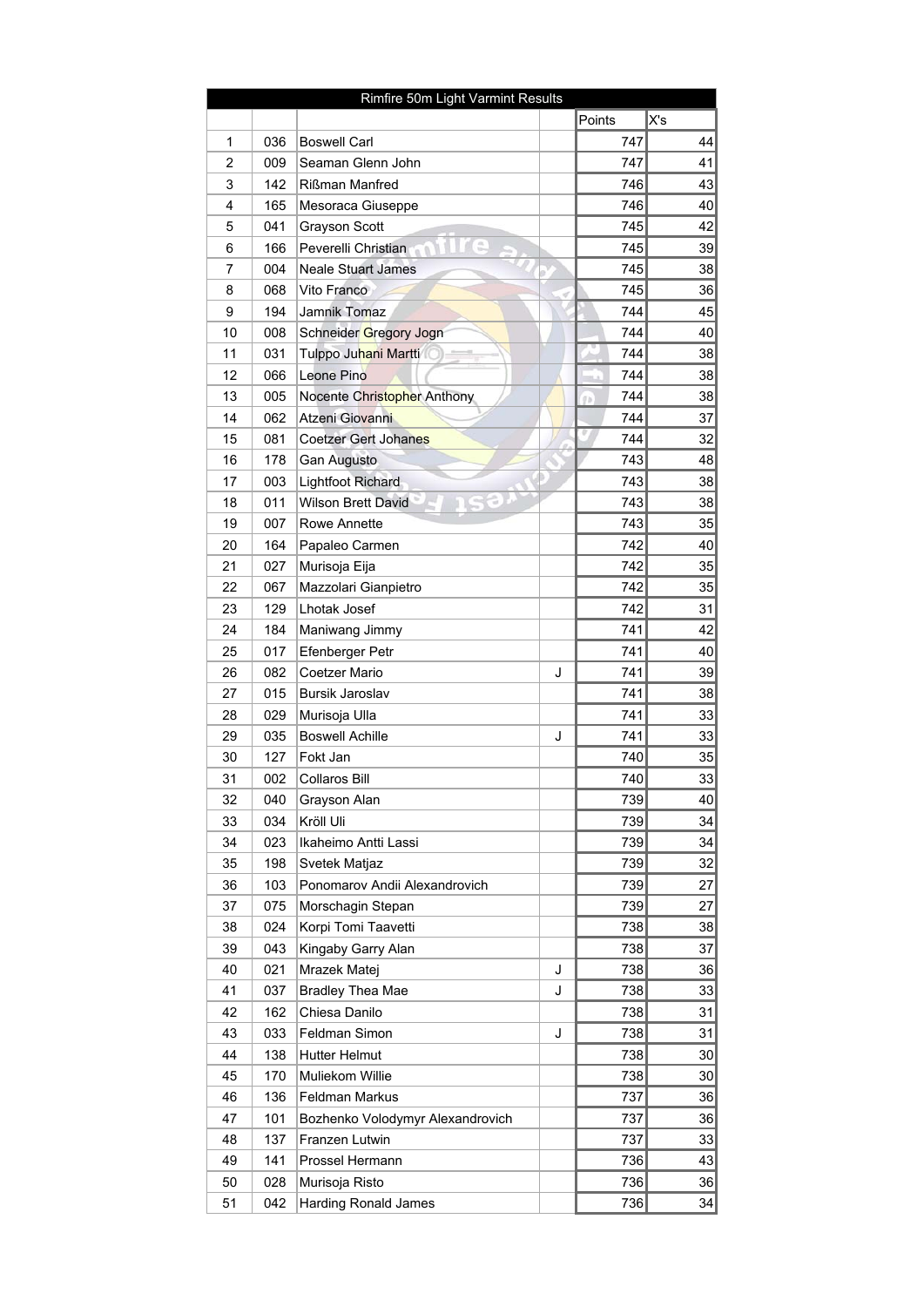| Rimfire 50m Light Varmint Results | | | | | |
|---|---|---|---|---|---|
| | | | | Points | X's |
| 1 | 036 | Boswell Carl | | 747 | 44 |
| 2 | 009 | Seaman Glenn John | | 747 | 41 |
| 3 | 142 | Rißman Manfred | | 746 | 43 |
| 4 | 165 | Mesoraca Giuseppe | | 746 | 40 |
| 5 | 041 | Grayson Scott | | 745 | 42 |
| 6 | 166 | Peverelli Christian | | 745 | 39 |
| 7 | 004 | Neale Stuart James | | 745 | 38 |
| 8 | 068 | Vito Franco | | 745 | 36 |
| 9 | 194 | Jamnik Tomaz | | 744 | 45 |
| 10 | 008 | Schneider Gregory Jogn | | 744 | 40 |
| 11 | 031 | Tulppo Juhani Martti | | 744 | 38 |
| 12 | 066 | Leone Pino | | 744 | 38 |
| 13 | 005 | Nocente Christopher Anthony | | 744 | 38 |
| 14 | 062 | Atzeni Giovanni | | 744 | 37 |
| 15 | 081 | Coetzer Gert Johanes | | 744 | 32 |
| 16 | 178 | Gan Augusto | | 743 | 48 |
| 17 | 003 | Lightfoot Richard | | 743 | 38 |
| 18 | 011 | Wilson Brett David | | 743 | 38 |
| 19 | 007 | Rowe Annette | | 743 | 35 |
| 20 | 164 | Papaleo Carmen | | 742 | 40 |
| 21 | 027 | Murisoja Eija | | 742 | 35 |
| 22 | 067 | Mazzolari Gianpietro | | 742 | 35 |
| 23 | 129 | Lhotak Josef | | 742 | 31 |
| 24 | 184 | Maniwang Jimmy | | 741 | 42 |
| 25 | 017 | Efenberger Petr | | 741 | 40 |
| 26 | 082 | Coetzer Mario | J | 741 | 39 |
| 27 | 015 | Bursik Jaroslav | | 741 | 38 |
| 28 | 029 | Murisoja Ulla | | 741 | 33 |
| 29 | 035 | Boswell Achille | J | 741 | 33 |
| 30 | 127 | Fokt Jan | | 740 | 35 |
| 31 | 002 | Collaros Bill | | 740 | 33 |
| 32 | 040 | Grayson Alan | | 739 | 40 |
| 33 | 034 | Kröll Uli | | 739 | 34 |
| 34 | 023 | Ikaheimo Antti Lassi | | 739 | 34 |
| 35 | 198 | Svetek Matjaz | | 739 | 32 |
| 36 | 103 | Ponomarov Andii Alexandrovich | | 739 | 27 |
| 37 | 075 | Morschagin Stepan | | 739 | 27 |
| 38 | 024 | Korpi Tomi Taavetti | | 738 | 38 |
| 39 | 043 | Kingaby Garry Alan | | 738 | 37 |
| 40 | 021 | Mrazek Matej | J | 738 | 36 |
| 41 | 037 | Bradley Thea Mae | J | 738 | 33 |
| 42 | 162 | Chiesa Danilo | | 738 | 31 |
| 43 | 033 | Feldman Simon | J | 738 | 31 |
| 44 | 138 | Hutter Helmut | | 738 | 30 |
| 45 | 170 | Muliekom Willie | | 738 | 30 |
| 46 | 136 | Feldman Markus | | 737 | 36 |
| 47 | 101 | Bozhenko Volodymyr Alexandrovich | | 737 | 36 |
| 48 | 137 | Franzen Lutwin | | 737 | 33 |
| 49 | 141 | Prossel Hermann | | 736 | 43 |
| 50 | 028 | Murisoja Risto | | 736 | 36 |
| 51 | 042 | Harding Ronald James | | 736 | 34 |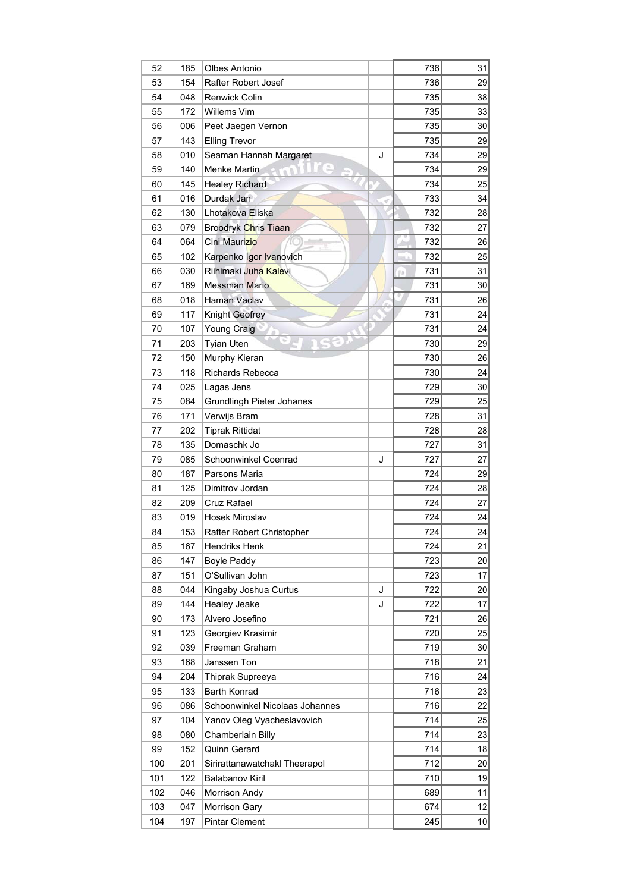| | | | | | |
|---|---|---|---|---|---|
| 52 | 185 | Olbes Antonio | | 736 | 31 |
| 53 | 154 | Rafter Robert Josef | | 736 | 29 |
| 54 | 048 | Renwick Colin | | 735 | 38 |
| 55 | 172 | Willems Vim | | 735 | 33 |
| 56 | 006 | Peet Jaegen Vernon | | 735 | 30 |
| 57 | 143 | Elling Trevor | | 735 | 29 |
| 58 | 010 | Seaman Hannah Margaret | J | 734 | 29 |
| 59 | 140 | Menke Martin | | 734 | 29 |
| 60 | 145 | Healey Richard | | 734 | 25 |
| 61 | 016 | Durdak Jan | | 733 | 34 |
| 62 | 130 | Lhotakova Eliska | | 732 | 28 |
| 63 | 079 | Broodryk Chris Tiaan | | 732 | 27 |
| 64 | 064 | Cini Maurizio | | 732 | 26 |
| 65 | 102 | Karpenko Igor Ivanovich | | 732 | 25 |
| 66 | 030 | Riihimaki Juha Kalevi | | 731 | 31 |
| 67 | 169 | Messman Mario | | 731 | 30 |
| 68 | 018 | Haman Vaclav | | 731 | 26 |
| 69 | 117 | Knight Geofrey | | 731 | 24 |
| 70 | 107 | Young Craig | | 731 | 24 |
| 71 | 203 | Tyian Uten | | 730 | 29 |
| 72 | 150 | Murphy Kieran | | 730 | 26 |
| 73 | 118 | Richards Rebecca | | 730 | 24 |
| 74 | 025 | Lagas Jens | | 729 | 30 |
| 75 | 084 | Grundlingh Pieter Johanes | | 729 | 25 |
| 76 | 171 | Verwijs Bram | | 728 | 31 |
| 77 | 202 | Tiprak Rittidat | | 728 | 28 |
| 78 | 135 | Domaschk Jo | | 727 | 31 |
| 79 | 085 | Schoonwinkel Coenrad | J | 727 | 27 |
| 80 | 187 | Parsons Maria | | 724 | 29 |
| 81 | 125 | Dimitrov Jordan | | 724 | 28 |
| 82 | 209 | Cruz Rafael | | 724 | 27 |
| 83 | 019 | Hosek Miroslav | | 724 | 24 |
| 84 | 153 | Rafter Robert Christopher | | 724 | 24 |
| 85 | 167 | Hendriks Henk | | 724 | 21 |
| 86 | 147 | Boyle Paddy | | 723 | 20 |
| 87 | 151 | O'Sullivan John | | 723 | 17 |
| 88 | 044 | Kingaby Joshua Curtus | J | 722 | 20 |
| 89 | 144 | Healey Jeake | J | 722 | 17 |
| 90 | 173 | Alvero Josefino | | 721 | 26 |
| 91 | 123 | Georgiev Krasimir | | 720 | 25 |
| 92 | 039 | Freeman Graham | | 719 | 30 |
| 93 | 168 | Janssen Ton | | 718 | 21 |
| 94 | 204 | Thiprak Supreeya | | 716 | 24 |
| 95 | 133 | Barth Konrad | | 716 | 23 |
| 96 | 086 | Schoonwinkel Nicolaas Johannes | | 716 | 22 |
| 97 | 104 | Yanov Oleg Vyacheslavovich | | 714 | 25 |
| 98 | 080 | Chamberlain Billy | | 714 | 23 |
| 99 | 152 | Quinn Gerard | | 714 | 18 |
| 100 | 201 | Sirirattanawatchakl Theerapol | | 712 | 20 |
| 101 | 122 | Balabanov Kiril | | 710 | 19 |
| 102 | 046 | Morrison Andy | | 689 | 11 |
| 103 | 047 | Morrison Gary | | 674 | 12 |
| 104 | 197 | Pintar Clement | | 245 | 10 |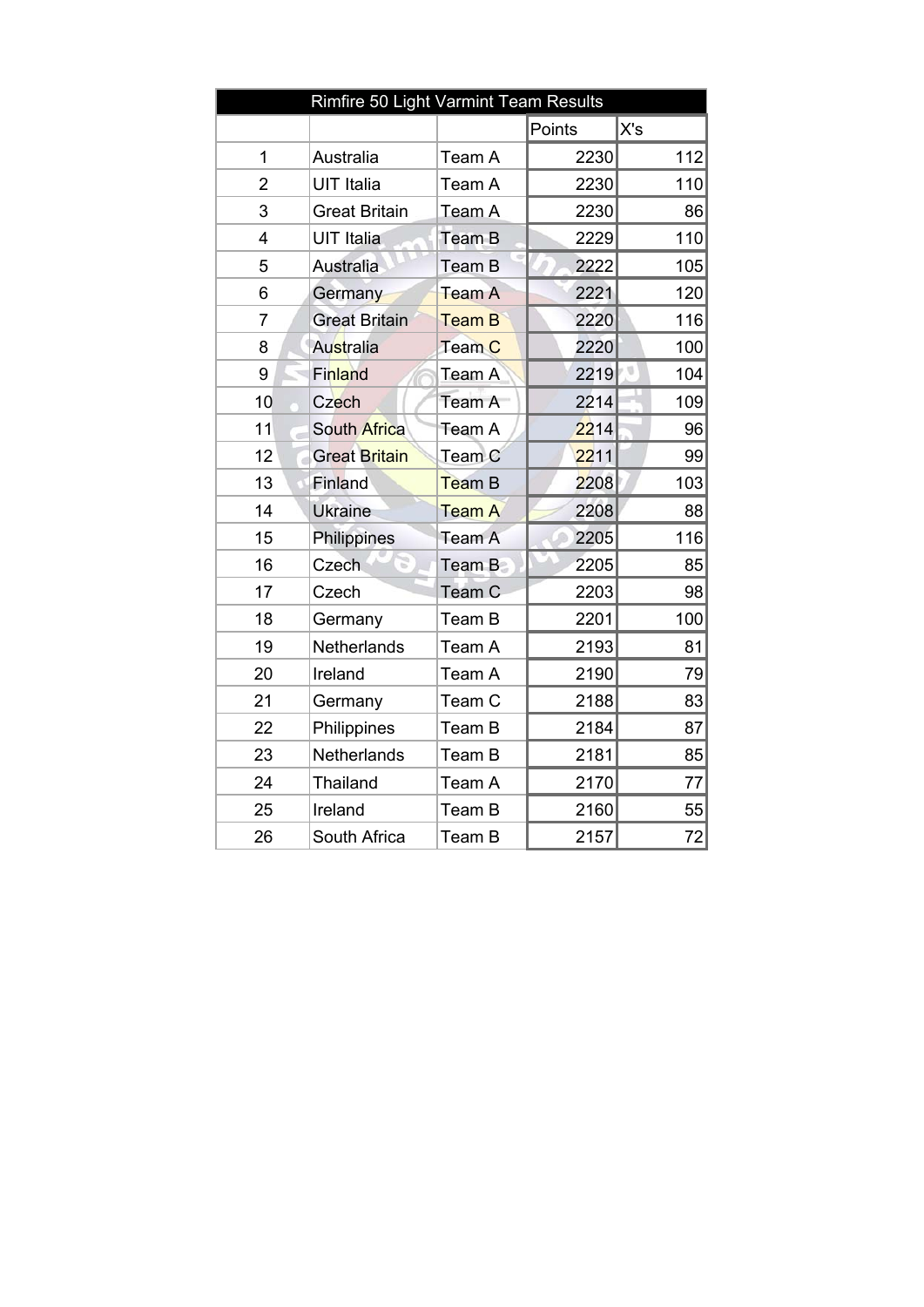| Rimfire 50 Light Varmint Team Results | | | | |
|---|---|---|---|---|
| | | | Points | X's |
| 1 | Australia | Team A | 2230 | 112 |
| 2 | UIT Italia | Team A | 2230 | 110 |
| 3 | Great Britain | Team A | 2230 | 86 |
| 4 | UIT Italia | Team B | 2229 | 110 |
| 5 | Australia | Team B | 2222 | 105 |
| 6 | Germany | Team A | 2221 | 120 |
| 7 | Great Britain | Team B | 2220 | 116 |
| 8 | Australia | Team C | 2220 | 100 |
| 9 | Finland | Team A | 2219 | 104 |
| 10 | Czech | Team A | 2214 | 109 |
| 11 | South Africa | Team A | 2214 | 96 |
| 12 | Great Britain | Team C | 2211 | 99 |
| 13 | Finland | Team B | 2208 | 103 |
| 14 | Ukraine | Team A | 2208 | 88 |
| 15 | Philippines | Team A | 2205 | 116 |
| 16 | Czech | Team B | 2205 | 85 |
| 17 | Czech | Team C | 2203 | 98 |
| 18 | Germany | Team B | 2201 | 100 |
| 19 | Netherlands | Team A | 2193 | 81 |
| 20 | Ireland | Team A | 2190 | 79 |
| 21 | Germany | Team C | 2188 | 83 |
| 22 | Philippines | Team B | 2184 | 87 |
| 23 | Netherlands | Team B | 2181 | 85 |
| 24 | Thailand | Team A | 2170 | 77 |
| 25 | Ireland | Team B | 2160 | 55 |
| 26 | South Africa | Team B | 2157 | 72 |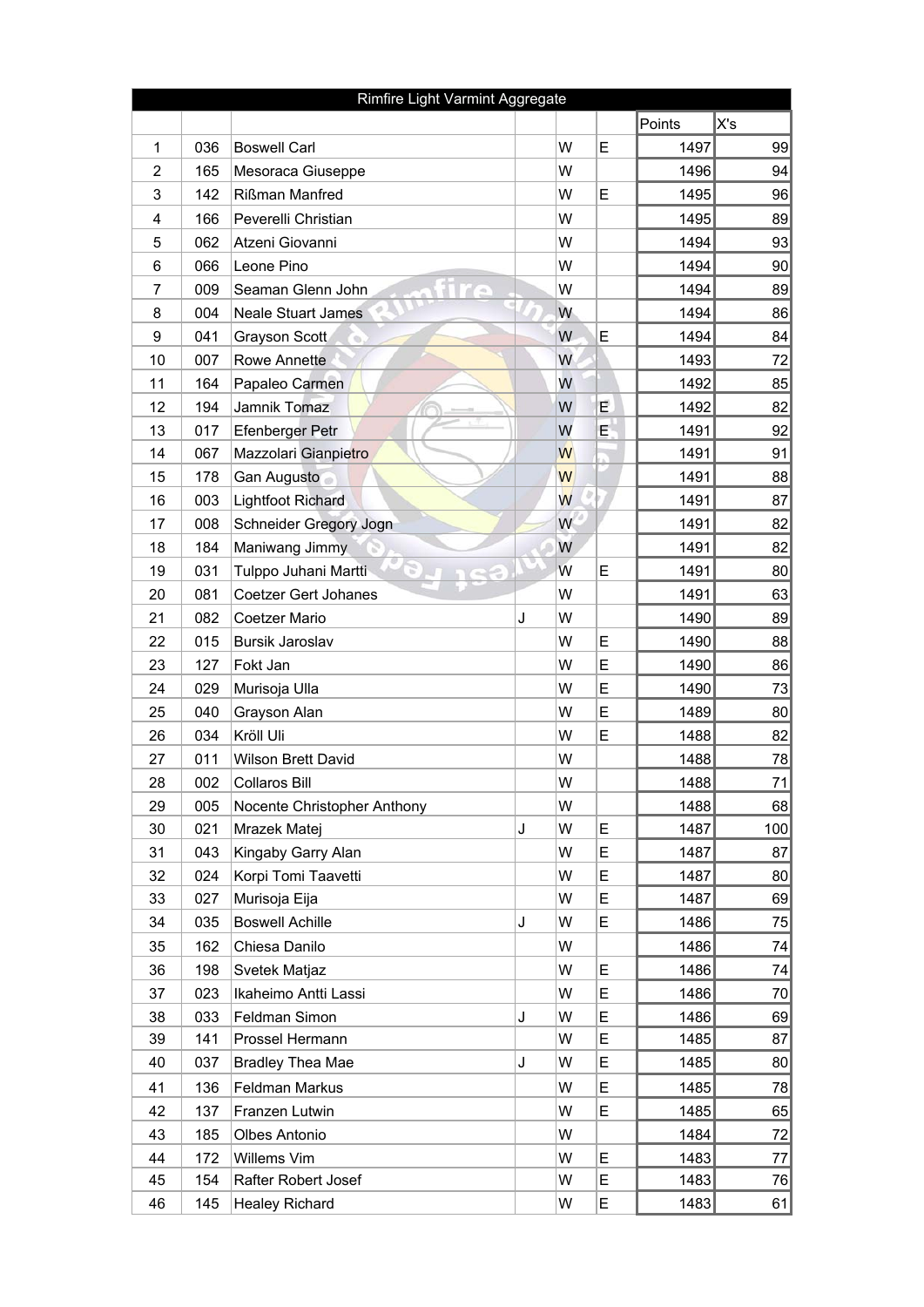| Rimfire Light Varmint Aggregate | | | | | | | |
|---|---|---|---|---|---|---|---|
| | | | | | | Points | X's |
| 1 | 036 | Boswell Carl | | W | E | 1497 | 99 |
| 2 | 165 | Mesoraca Giuseppe | | W | | 1496 | 94 |
| 3 | 142 | Rißman Manfred | | W | E | 1495 | 96 |
| 4 | 166 | Peverelli Christian | | W | | 1495 | 89 |
| 5 | 062 | Atzeni Giovanni | | W | | 1494 | 93 |
| 6 | 066 | Leone Pino | | W | | 1494 | 90 |
| 7 | 009 | Seaman Glenn John | | W | | 1494 | 89 |
| 8 | 004 | Neale Stuart James | | W | | 1494 | 86 |
| 9 | 041 | Grayson Scott | | W | E | 1494 | 84 |
| 10 | 007 | Rowe Annette | | W | | 1493 | 72 |
| 11 | 164 | Papaleo Carmen | | W | | 1492 | 85 |
| 12 | 194 | Jamnik Tomaz | | W | E | 1492 | 82 |
| 13 | 017 | Efenberger Petr | | W | E | 1491 | 92 |
| 14 | 067 | Mazzolari Gianpietro | | W | | 1491 | 91 |
| 15 | 178 | Gan Augusto | | W | | 1491 | 88 |
| 16 | 003 | Lightfoot Richard | | W | | 1491 | 87 |
| 17 | 008 | Schneider Gregory Jogn | | W | | 1491 | 82 |
| 18 | 184 | Maniwang Jimmy | | W | | 1491 | 82 |
| 19 | 031 | Tulppo Juhani Martti | | W | E | 1491 | 80 |
| 20 | 081 | Coetzer Gert Johanes | | W | | 1491 | 63 |
| 21 | 082 | Coetzer Mario | J | W | | 1490 | 89 |
| 22 | 015 | Bursik Jaroslav | | W | E | 1490 | 88 |
| 23 | 127 | Fokt Jan | | W | E | 1490 | 86 |
| 24 | 029 | Murisoja Ulla | | W | E | 1490 | 73 |
| 25 | 040 | Grayson Alan | | W | E | 1489 | 80 |
| 26 | 034 | Kröll Uli | | W | E | 1488 | 82 |
| 27 | 011 | Wilson Brett David | | W | | 1488 | 78 |
| 28 | 002 | Collaros Bill | | W | | 1488 | 71 |
| 29 | 005 | Nocente Christopher Anthony | | W | | 1488 | 68 |
| 30 | 021 | Mrazek Matej | J | W | E | 1487 | 100 |
| 31 | 043 | Kingaby Garry Alan | | W | E | 1487 | 87 |
| 32 | 024 | Korpi Tomi Taavetti | | W | E | 1487 | 80 |
| 33 | 027 | Murisoja Eija | | W | E | 1487 | 69 |
| 34 | 035 | Boswell Achille | J | W | E | 1486 | 75 |
| 35 | 162 | Chiesa Danilo | | W | | 1486 | 74 |
| 36 | 198 | Svetek Matjaz | | W | E | 1486 | 74 |
| 37 | 023 | Ikaheimo Antti Lassi | | W | E | 1486 | 70 |
| 38 | 033 | Feldman Simon | J | W | E | 1486 | 69 |
| 39 | 141 | Prossel Hermann | | W | E | 1485 | 87 |
| 40 | 037 | Bradley Thea Mae | J | W | E | 1485 | 80 |
| 41 | 136 | Feldman Markus | | W | E | 1485 | 78 |
| 42 | 137 | Franzen Lutwin | | W | E | 1485 | 65 |
| 43 | 185 | Olbes Antonio | | W | | 1484 | 72 |
| 44 | 172 | Willems Vim | | W | E | 1483 | 77 |
| 45 | 154 | Rafter Robert Josef | | W | E | 1483 | 76 |
| 46 | 145 | Healey Richard | | W | E | 1483 | 61 |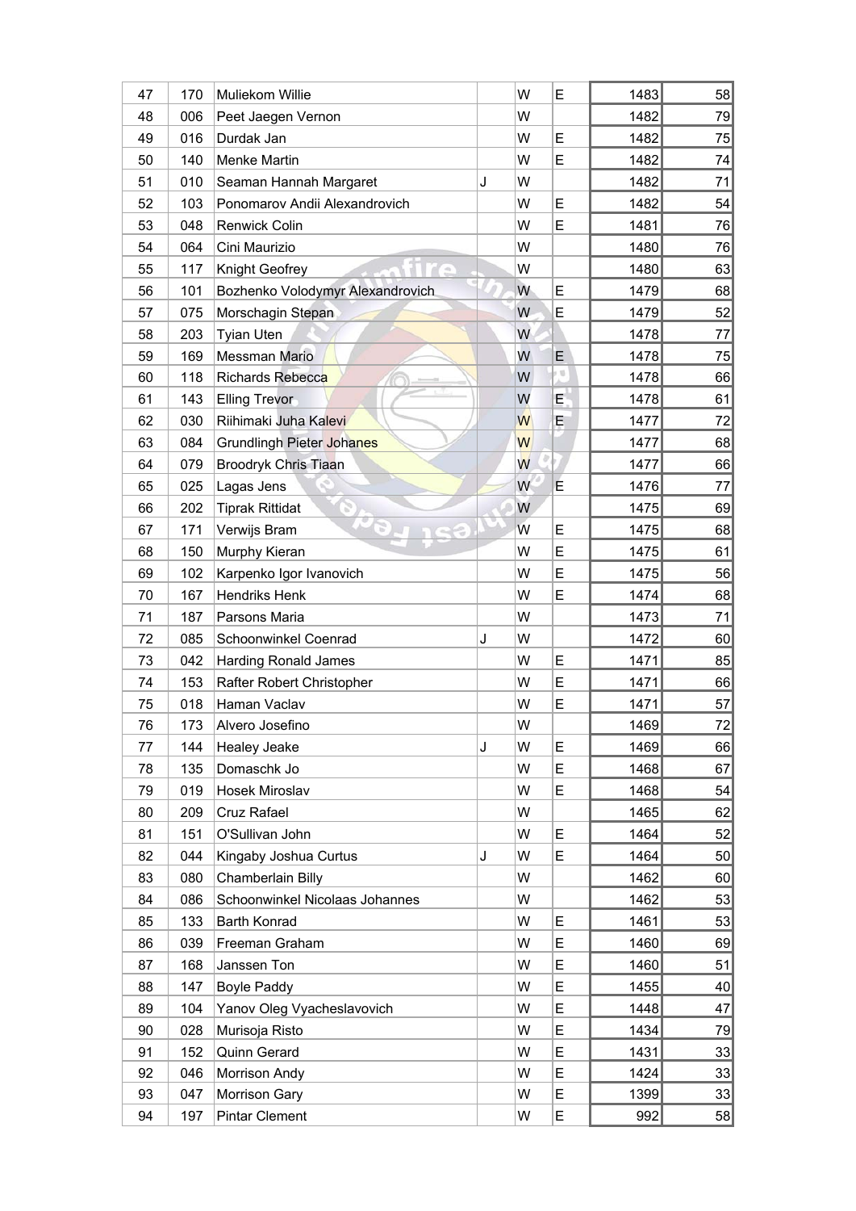| | | | | | | | |
|---|---|---|---|---|---|---|---|
| 47 | 170 | Muliekom Willie | | W | E | 1483 | 58 |
| 48 | 006 | Peet Jaegen Vernon | | W | | 1482 | 79 |
| 49 | 016 | Durdak Jan | | W | E | 1482 | 75 |
| 50 | 140 | Menke Martin | | W | E | 1482 | 74 |
| 51 | 010 | Seaman Hannah Margaret | J | W | | 1482 | 71 |
| 52 | 103 | Ponomarov Andii Alexandrovich | | W | E | 1482 | 54 |
| 53 | 048 | Renwick Colin | | W | E | 1481 | 76 |
| 54 | 064 | Cini Maurizio | | W | | 1480 | 76 |
| 55 | 117 | Knight Geofrey | | W | | 1480 | 63 |
| 56 | 101 | Bozhenko Volodymyr Alexandrovich | | W | E | 1479 | 68 |
| 57 | 075 | Morschagin Stepan | | W | E | 1479 | 52 |
| 58 | 203 | Tyian Uten | | W | | 1478 | 77 |
| 59 | 169 | Messman Mario | | W | E | 1478 | 75 |
| 60 | 118 | Richards Rebecca | | W | | 1478 | 66 |
| 61 | 143 | Elling Trevor | | W | E | 1478 | 61 |
| 62 | 030 | Riihimaki Juha Kalevi | | W | E | 1477 | 72 |
| 63 | 084 | Grundlingh Pieter Johanes | | W | | 1477 | 68 |
| 64 | 079 | Broodryk Chris Tiaan | | W | | 1477 | 66 |
| 65 | 025 | Lagas Jens | | W | E | 1476 | 77 |
| 66 | 202 | Tiprak Rittidat | | W | | 1475 | 69 |
| 67 | 171 | Verwijs Bram | | W | E | 1475 | 68 |
| 68 | 150 | Murphy Kieran | | W | E | 1475 | 61 |
| 69 | 102 | Karpenko Igor Ivanovich | | W | E | 1475 | 56 |
| 70 | 167 | Hendriks Henk | | W | E | 1474 | 68 |
| 71 | 187 | Parsons Maria | | W | | 1473 | 71 |
| 72 | 085 | Schoonwinkel Coenrad | J | W | | 1472 | 60 |
| 73 | 042 | Harding Ronald James | | W | E | 1471 | 85 |
| 74 | 153 | Rafter Robert Christopher | | W | E | 1471 | 66 |
| 75 | 018 | Haman Vaclav | | W | E | 1471 | 57 |
| 76 | 173 | Alvero Josefino | | W | | 1469 | 72 |
| 77 | 144 | Healey Jeake | J | W | E | 1469 | 66 |
| 78 | 135 | Domaschk Jo | | W | E | 1468 | 67 |
| 79 | 019 | Hosek Miroslav | | W | E | 1468 | 54 |
| 80 | 209 | Cruz Rafael | | W | | 1465 | 62 |
| 81 | 151 | O'Sullivan John | | W | E | 1464 | 52 |
| 82 | 044 | Kingaby Joshua Curtus | J | W | E | 1464 | 50 |
| 83 | 080 | Chamberlain Billy | | W | | 1462 | 60 |
| 84 | 086 | Schoonwinkel Nicolaas Johannes | | W | | 1462 | 53 |
| 85 | 133 | Barth Konrad | | W | E | 1461 | 53 |
| 86 | 039 | Freeman Graham | | W | E | 1460 | 69 |
| 87 | 168 | Janssen Ton | | W | E | 1460 | 51 |
| 88 | 147 | Boyle Paddy | | W | E | 1455 | 40 |
| 89 | 104 | Yanov Oleg Vyacheslavovich | | W | E | 1448 | 47 |
| 90 | 028 | Murisoja Risto | | W | E | 1434 | 79 |
| 91 | 152 | Quinn Gerard | | W | E | 1431 | 33 |
| 92 | 046 | Morrison Andy | | W | E | 1424 | 33 |
| 93 | 047 | Morrison Gary | | W | E | 1399 | 33 |
| 94 | 197 | Pintar Clement | | W | E | 992 | 58 |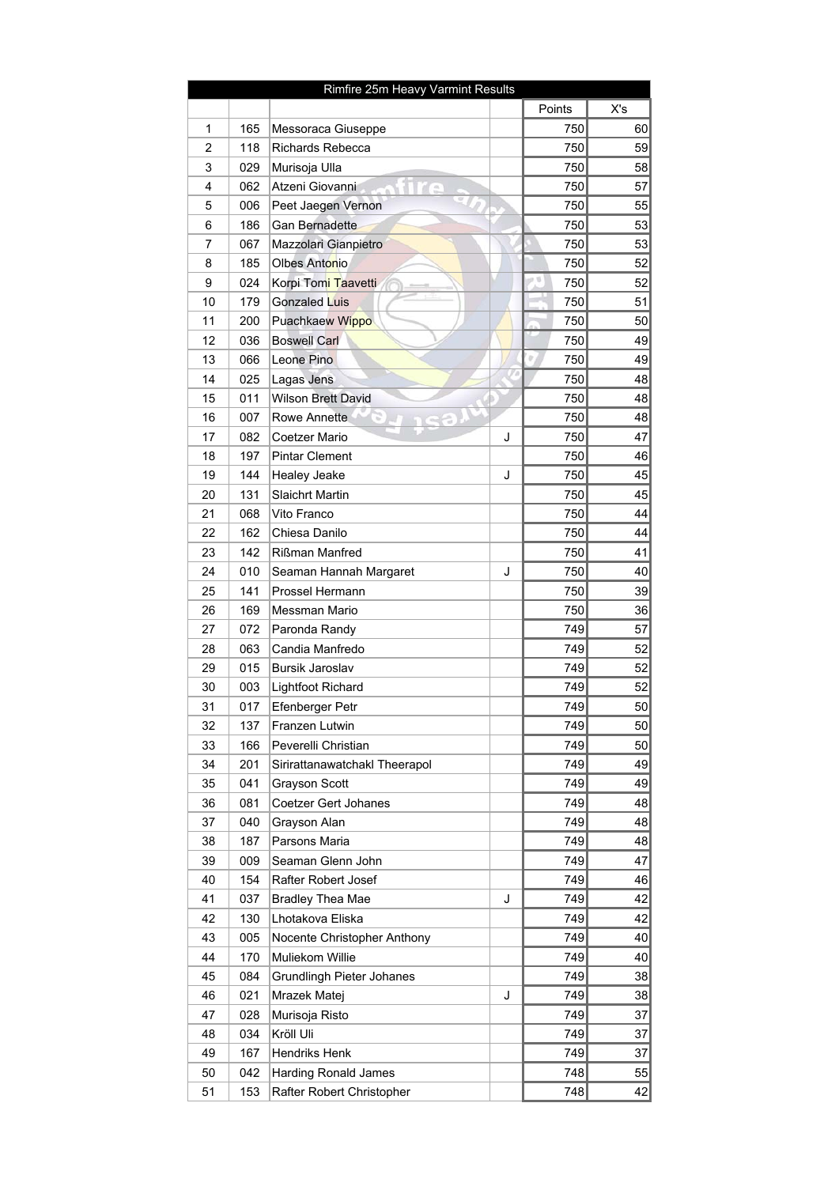| Rimfire 25m Heavy Varmint Results | | | | | |
|---|---|---|---|---|---|
| | | | | Points | X's |
| 1 | 165 | Messoraca Giuseppe | | 750 | 60 |
| 2 | 118 | Richards Rebecca | | 750 | 59 |
| 3 | 029 | Murisoja Ulla | | 750 | 58 |
| 4 | 062 | Atzeni Giovanni | | 750 | 57 |
| 5 | 006 | Peet Jaegen Vernon | | 750 | 55 |
| 6 | 186 | Gan Bernadette | | 750 | 53 |
| 7 | 067 | Mazzolari Gianpietro | | 750 | 53 |
| 8 | 185 | Olbes Antonio | | 750 | 52 |
| 9 | 024 | Korpi Tomi Taavetti | | 750 | 52 |
| 10 | 179 | Gonzaled Luis | | 750 | 51 |
| 11 | 200 | Puachkaew Wippo | | 750 | 50 |
| 12 | 036 | Boswell Carl | | 750 | 49 |
| 13 | 066 | Leone Pino | | 750 | 49 |
| 14 | 025 | Lagas Jens | | 750 | 48 |
| 15 | 011 | Wilson Brett David | | 750 | 48 |
| 16 | 007 | Rowe Annette | | 750 | 48 |
| 17 | 082 | Coetzer Mario | J | 750 | 47 |
| 18 | 197 | Pintar Clement | | 750 | 46 |
| 19 | 144 | Healey Jeake | J | 750 | 45 |
| 20 | 131 | Slaichrt Martin | | 750 | 45 |
| 21 | 068 | Vito Franco | | 750 | 44 |
| 22 | 162 | Chiesa Danilo | | 750 | 44 |
| 23 | 142 | Rißman Manfred | | 750 | 41 |
| 24 | 010 | Seaman Hannah Margaret | J | 750 | 40 |
| 25 | 141 | Prossel Hermann | | 750 | 39 |
| 26 | 169 | Messman Mario | | 750 | 36 |
| 27 | 072 | Paronda Randy | | 749 | 57 |
| 28 | 063 | Candia Manfredo | | 749 | 52 |
| 29 | 015 | Bursik Jaroslav | | 749 | 52 |
| 30 | 003 | Lightfoot Richard | | 749 | 52 |
| 31 | 017 | Efenberger Petr | | 749 | 50 |
| 32 | 137 | Franzen Lutwin | | 749 | 50 |
| 33 | 166 | Peverelli Christian | | 749 | 50 |
| 34 | 201 | Sirirattanawatchakl Theerapol | | 749 | 49 |
| 35 | 041 | Grayson Scott | | 749 | 49 |
| 36 | 081 | Coetzer Gert Johanes | | 749 | 48 |
| 37 | 040 | Grayson Alan | | 749 | 48 |
| 38 | 187 | Parsons Maria | | 749 | 48 |
| 39 | 009 | Seaman Glenn John | | 749 | 47 |
| 40 | 154 | Rafter Robert Josef | | 749 | 46 |
| 41 | 037 | Bradley Thea Mae | J | 749 | 42 |
| 42 | 130 | Lhotakova Eliska | | 749 | 42 |
| 43 | 005 | Nocente Christopher Anthony | | 749 | 40 |
| 44 | 170 | Muliekom Willie | | 749 | 40 |
| 45 | 084 | Grundlingh Pieter Johanes | | 749 | 38 |
| 46 | 021 | Mrazek Matej | J | 749 | 38 |
| 47 | 028 | Murisoja Risto | | 749 | 37 |
| 48 | 034 | Kröll Uli | | 749 | 37 |
| 49 | 167 | Hendriks Henk | | 749 | 37 |
| 50 | 042 | Harding Ronald James | | 748 | 55 |
| 51 | 153 | Rafter Robert Christopher | | 748 | 42 |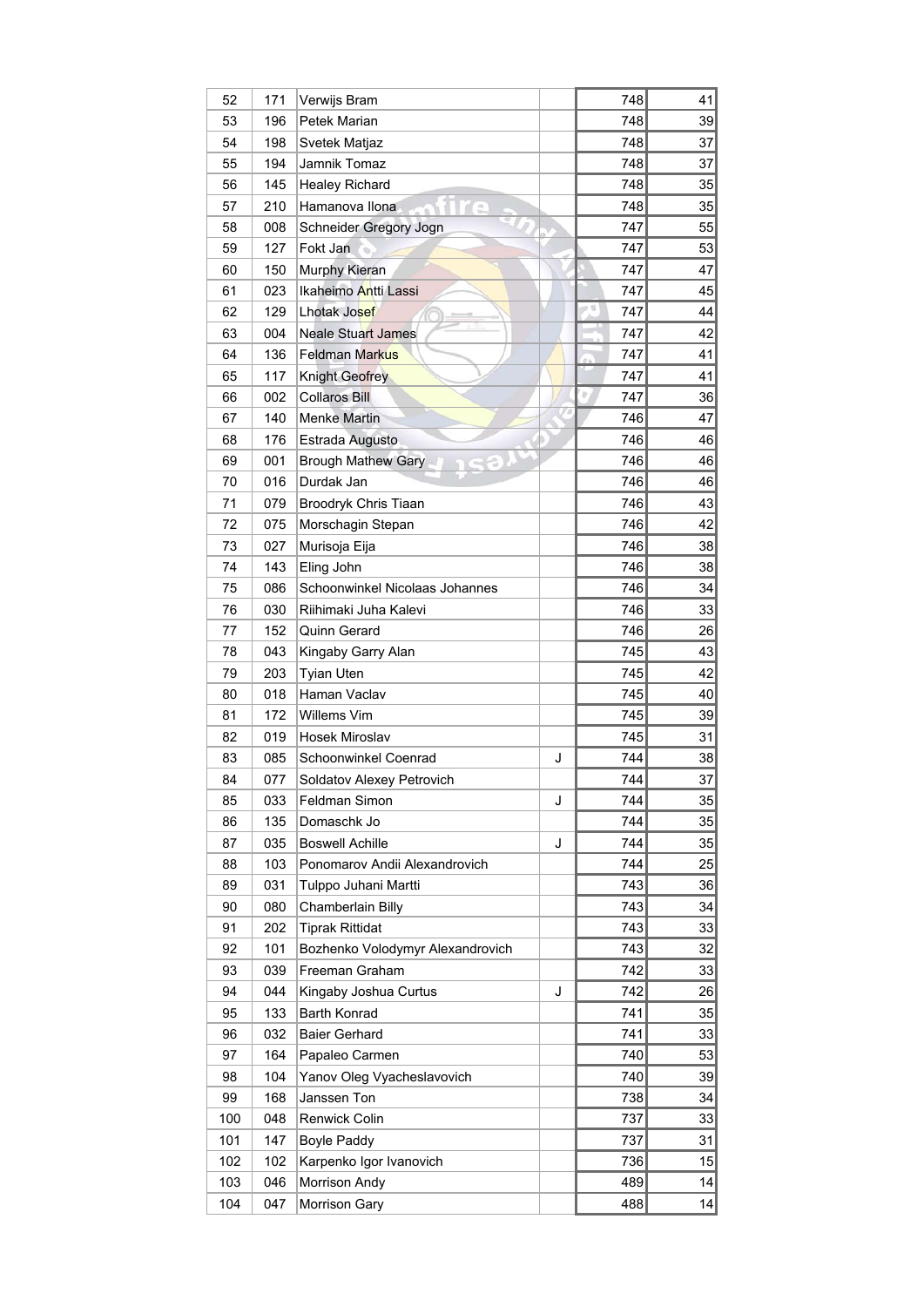| | | | | | |
|---|---|---|---|---|---|
| 52 | 171 | Verwijs Bram | | 748 | 41 |
| 53 | 196 | Petek Marian | | 748 | 39 |
| 54 | 198 | Svetek Matjaz | | 748 | 37 |
| 55 | 194 | Jamnik Tomaz | | 748 | 37 |
| 56 | 145 | Healey Richard | | 748 | 35 |
| 57 | 210 | Hamanova Ilona | | 748 | 35 |
| 58 | 008 | Schneider Gregory Jogn | | 747 | 55 |
| 59 | 127 | Fokt Jan | | 747 | 53 |
| 60 | 150 | Murphy Kieran | | 747 | 47 |
| 61 | 023 | Ikaheimo Antti Lassi | | 747 | 45 |
| 62 | 129 | Lhotak Josef | | 747 | 44 |
| 63 | 004 | Neale Stuart James | | 747 | 42 |
| 64 | 136 | Feldman Markus | | 747 | 41 |
| 65 | 117 | Knight Geofrey | | 747 | 41 |
| 66 | 002 | Collaros Bill | | 747 | 36 |
| 67 | 140 | Menke Martin | | 746 | 47 |
| 68 | 176 | Estrada Augusto | | 746 | 46 |
| 69 | 001 | Brough Mathew Gary | | 746 | 46 |
| 70 | 016 | Durdak Jan | | 746 | 46 |
| 71 | 079 | Broodryk Chris Tiaan | | 746 | 43 |
| 72 | 075 | Morschagin Stepan | | 746 | 42 |
| 73 | 027 | Murisoja Eija | | 746 | 38 |
| 74 | 143 | Eling John | | 746 | 38 |
| 75 | 086 | Schoonwinkel Nicolaas Johannes | | 746 | 34 |
| 76 | 030 | Riihimaki Juha Kalevi | | 746 | 33 |
| 77 | 152 | Quinn Gerard | | 746 | 26 |
| 78 | 043 | Kingaby Garry Alan | | 745 | 43 |
| 79 | 203 | Tyian Uten | | 745 | 42 |
| 80 | 018 | Haman Vaclav | | 745 | 40 |
| 81 | 172 | Willems Vim | | 745 | 39 |
| 82 | 019 | Hosek Miroslav | | 745 | 31 |
| 83 | 085 | Schoonwinkel Coenrad | J | 744 | 38 |
| 84 | 077 | Soldatov Alexey Petrovich | | 744 | 37 |
| 85 | 033 | Feldman Simon | J | 744 | 35 |
| 86 | 135 | Domaschk Jo | | 744 | 35 |
| 87 | 035 | Boswell Achille | J | 744 | 35 |
| 88 | 103 | Ponomarov Andii Alexandrovich | | 744 | 25 |
| 89 | 031 | Tulppo Juhani Martti | | 743 | 36 |
| 90 | 080 | Chamberlain Billy | | 743 | 34 |
| 91 | 202 | Tiprak Rittidat | | 743 | 33 |
| 92 | 101 | Bozhenko Volodymyr Alexandrovich | | 743 | 32 |
| 93 | 039 | Freeman Graham | | 742 | 33 |
| 94 | 044 | Kingaby Joshua Curtus | J | 742 | 26 |
| 95 | 133 | Barth Konrad | | 741 | 35 |
| 96 | 032 | Baier Gerhard | | 741 | 33 |
| 97 | 164 | Papaleo Carmen | | 740 | 53 |
| 98 | 104 | Yanov Oleg Vyacheslavovich | | 740 | 39 |
| 99 | 168 | Janssen Ton | | 738 | 34 |
| 100 | 048 | Renwick Colin | | 737 | 33 |
| 101 | 147 | Boyle Paddy | | 737 | 31 |
| 102 | 102 | Karpenko Igor Ivanovich | | 736 | 15 |
| 103 | 046 | Morrison Andy | | 489 | 14 |
| 104 | 047 | Morrison Gary | | 488 | 14 |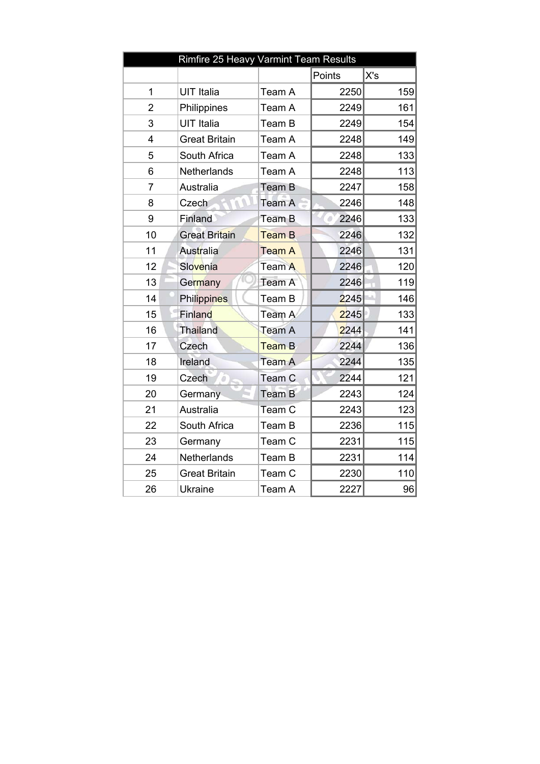| Rimfire 25 Heavy Varmint Team Results | | | | |
|---|---|---|---|---|
| | | | Points | X's |
| 1 | UIT Italia | Team A | 2250 | 159 |
| 2 | Philippines | Team A | 2249 | 161 |
| 3 | UIT Italia | Team B | 2249 | 154 |
| 4 | Great Britain | Team A | 2248 | 149 |
| 5 | South Africa | Team A | 2248 | 133 |
| 6 | Netherlands | Team A | 2248 | 113 |
| 7 | Australia | Team B | 2247 | 158 |
| 8 | Czech | Team A | 2246 | 148 |
| 9 | Finland | Team B | 2246 | 133 |
| 10 | Great Britain | Team B | 2246 | 132 |
| 11 | Australia | Team A | 2246 | 131 |
| 12 | Slovenia | Team A | 2246 | 120 |
| 13 | Germany | Team A | 2246 | 119 |
| 14 | Philippines | Team B | 2245 | 146 |
| 15 | Finland | Team A | 2245 | 133 |
| 16 | Thailand | Team A | 2244 | 141 |
| 17 | Czech | Team B | 2244 | 136 |
| 18 | Ireland | Team A | 2244 | 135 |
| 19 | Czech | Team C | 2244 | 121 |
| 20 | Germany | Team B | 2243 | 124 |
| 21 | Australia | Team C | 2243 | 123 |
| 22 | South Africa | Team B | 2236 | 115 |
| 23 | Germany | Team C | 2231 | 115 |
| 24 | Netherlands | Team B | 2231 | 114 |
| 25 | Great Britain | Team C | 2230 | 110 |
| 26 | Ukraine | Team A | 2227 | 96 |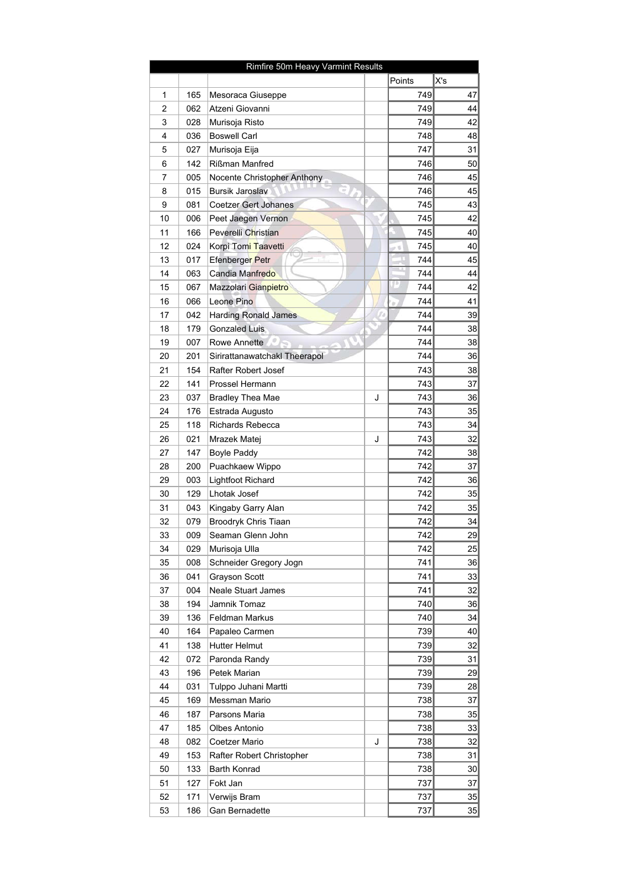| Rimfire 50m Heavy Varmint Results | | | | | |
|---|---|---|---|---|---|
| | | | | Points | X's |
| 1 | 165 | Mesoraca Giuseppe | | 749 | 47 |
| 2 | 062 | Atzeni Giovanni | | 749 | 44 |
| 3 | 028 | Murisoja Risto | | 749 | 42 |
| 4 | 036 | Boswell Carl | | 748 | 48 |
| 5 | 027 | Murisoja Eija | | 747 | 31 |
| 6 | 142 | Rißman Manfred | | 746 | 50 |
| 7 | 005 | Nocente Christopher Anthony | | 746 | 45 |
| 8 | 015 | Bursik Jaroslav | | 746 | 45 |
| 9 | 081 | Coetzer Gert Johanes | | 745 | 43 |
| 10 | 006 | Peet Jaegen Vernon | | 745 | 42 |
| 11 | 166 | Peverelli Christian | | 745 | 40 |
| 12 | 024 | Korpi Tomi Taavetti | | 745 | 40 |
| 13 | 017 | Efenberger Petr | | 744 | 45 |
| 14 | 063 | Candia Manfredo | | 744 | 44 |
| 15 | 067 | Mazzolari Gianpietro | | 744 | 42 |
| 16 | 066 | Leone Pino | | 744 | 41 |
| 17 | 042 | Harding Ronald James | | 744 | 39 |
| 18 | 179 | Gonzaled Luis | | 744 | 38 |
| 19 | 007 | Rowe Annette | | 744 | 38 |
| 20 | 201 | Sirirattanawatchakl Theerapol | | 744 | 36 |
| 21 | 154 | Rafter Robert Josef | | 743 | 38 |
| 22 | 141 | Prossel Hermann | | 743 | 37 |
| 23 | 037 | Bradley Thea Mae | J | 743 | 36 |
| 24 | 176 | Estrada Augusto | | 743 | 35 |
| 25 | 118 | Richards Rebecca | | 743 | 34 |
| 26 | 021 | Mrazek Matej | J | 743 | 32 |
| 27 | 147 | Boyle Paddy | | 742 | 38 |
| 28 | 200 | Puachkaew Wippo | | 742 | 37 |
| 29 | 003 | Lightfoot Richard | | 742 | 36 |
| 30 | 129 | Lhotak Josef | | 742 | 35 |
| 31 | 043 | Kingaby Garry Alan | | 742 | 35 |
| 32 | 079 | Broodryk Chris Tiaan | | 742 | 34 |
| 33 | 009 | Seaman Glenn John | | 742 | 29 |
| 34 | 029 | Murisoja Ulla | | 742 | 25 |
| 35 | 008 | Schneider Gregory Jogn | | 741 | 36 |
| 36 | 041 | Grayson Scott | | 741 | 33 |
| 37 | 004 | Neale Stuart James | | 741 | 32 |
| 38 | 194 | Jamnik Tomaz | | 740 | 36 |
| 39 | 136 | Feldman Markus | | 740 | 34 |
| 40 | 164 | Papaleo Carmen | | 739 | 40 |
| 41 | 138 | Hutter Helmut | | 739 | 32 |
| 42 | 072 | Paronda Randy | | 739 | 31 |
| 43 | 196 | Petek Marian | | 739 | 29 |
| 44 | 031 | Tulppo Juhani Martti | | 739 | 28 |
| 45 | 169 | Messman Mario | | 738 | 37 |
| 46 | 187 | Parsons Maria | | 738 | 35 |
| 47 | 185 | Olbes Antonio | | 738 | 33 |
| 48 | 082 | Coetzer Mario | J | 738 | 32 |
| 49 | 153 | Rafter Robert Christopher | | 738 | 31 |
| 50 | 133 | Barth Konrad | | 738 | 30 |
| 51 | 127 | Fokt Jan | | 737 | 37 |
| 52 | 171 | Verwijs Bram | | 737 | 35 |
| 53 | 186 | Gan Bernadette | | 737 | 35 |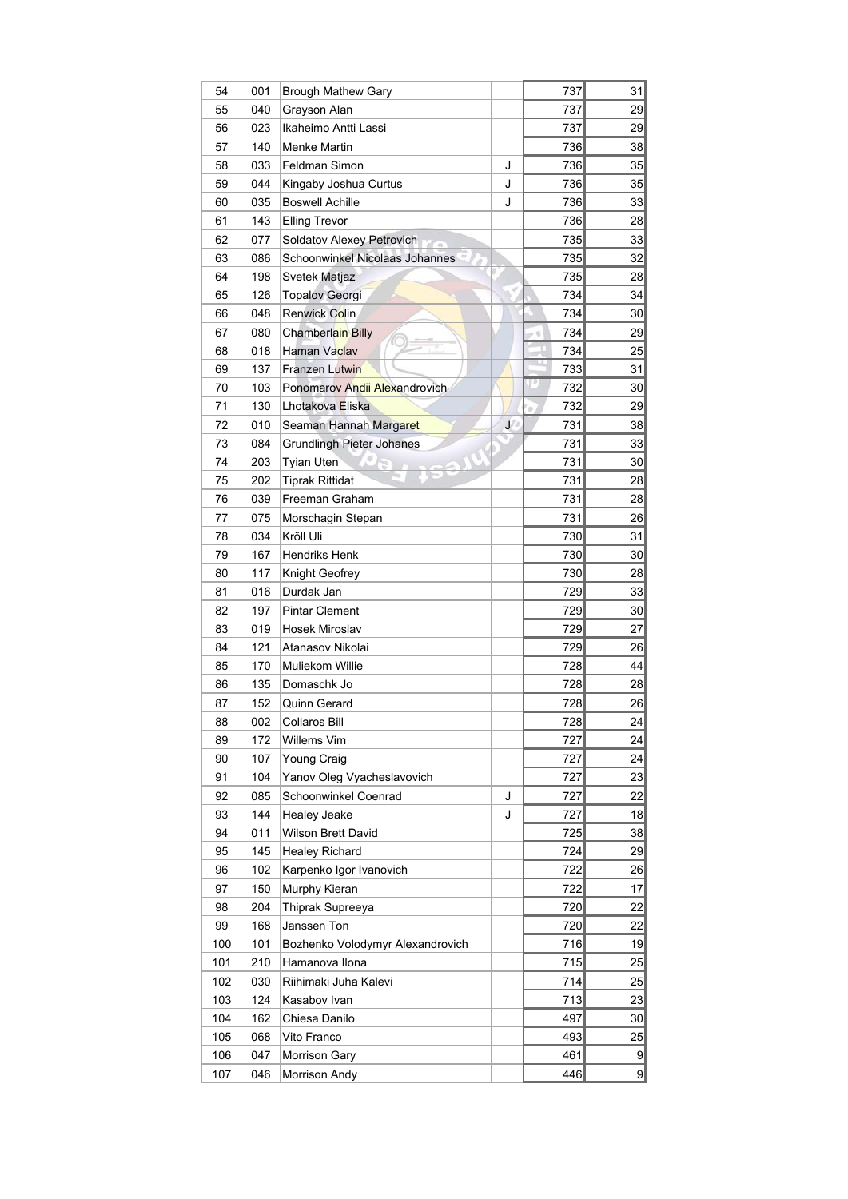| | | | | | |
|---|---|---|---|---|---|
| 54 | 001 | Brough Mathew Gary | | 737 | 31 |
| 55 | 040 | Grayson Alan | | 737 | 29 |
| 56 | 023 | Ikaheimo Antti Lassi | | 737 | 29 |
| 57 | 140 | Menke Martin | | 736 | 38 |
| 58 | 033 | Feldman Simon | J | 736 | 35 |
| 59 | 044 | Kingaby Joshua Curtus | J | 736 | 35 |
| 60 | 035 | Boswell Achille | J | 736 | 33 |
| 61 | 143 | Elling Trevor | | 736 | 28 |
| 62 | 077 | Soldatov Alexey Petrovich | | 735 | 33 |
| 63 | 086 | Schoonwinkel Nicolaas Johannes | | 735 | 32 |
| 64 | 198 | Svetek Matjaz | | 735 | 28 |
| 65 | 126 | Topalov Georgi | | 734 | 34 |
| 66 | 048 | Renwick Colin | | 734 | 30 |
| 67 | 080 | Chamberlain Billy | | 734 | 29 |
| 68 | 018 | Haman Vaclav | | 734 | 25 |
| 69 | 137 | Franzen Lutwin | | 733 | 31 |
| 70 | 103 | Ponomarov Andii Alexandrovich | | 732 | 30 |
| 71 | 130 | Lhotakova Eliska | | 732 | 29 |
| 72 | 010 | Seaman Hannah Margaret | J | 731 | 38 |
| 73 | 084 | Grundlingh Pieter Johanes | | 731 | 33 |
| 74 | 203 | Tyian Uten | | 731 | 30 |
| 75 | 202 | Tiprak Rittidat | | 731 | 28 |
| 76 | 039 | Freeman Graham | | 731 | 28 |
| 77 | 075 | Morschagin Stepan | | 731 | 26 |
| 78 | 034 | Kröll Uli | | 730 | 31 |
| 79 | 167 | Hendriks Henk | | 730 | 30 |
| 80 | 117 | Knight Geofrey | | 730 | 28 |
| 81 | 016 | Durdak Jan | | 729 | 33 |
| 82 | 197 | Pintar Clement | | 729 | 30 |
| 83 | 019 | Hosek Miroslav | | 729 | 27 |
| 84 | 121 | Atanasov Nikolai | | 729 | 26 |
| 85 | 170 | Muliekom Willie | | 728 | 44 |
| 86 | 135 | Domaschk Jo | | 728 | 28 |
| 87 | 152 | Quinn Gerard | | 728 | 26 |
| 88 | 002 | Collaros Bill | | 728 | 24 |
| 89 | 172 | Willems Vim | | 727 | 24 |
| 90 | 107 | Young Craig | | 727 | 24 |
| 91 | 104 | Yanov Oleg Vyacheslavovich | | 727 | 23 |
| 92 | 085 | Schoonwinkel Coenrad | J | 727 | 22 |
| 93 | 144 | Healey Jeake | J | 727 | 18 |
| 94 | 011 | Wilson Brett David | | 725 | 38 |
| 95 | 145 | Healey Richard | | 724 | 29 |
| 96 | 102 | Karpenko Igor Ivanovich | | 722 | 26 |
| 97 | 150 | Murphy Kieran | | 722 | 17 |
| 98 | 204 | Thiprak Supreeya | | 720 | 22 |
| 99 | 168 | Janssen Ton | | 720 | 22 |
| 100 | 101 | Bozhenko Volodymyr Alexandrovich | | 716 | 19 |
| 101 | 210 | Hamanova Ilona | | 715 | 25 |
| 102 | 030 | Riihimaki Juha Kalevi | | 714 | 25 |
| 103 | 124 | Kasabov Ivan | | 713 | 23 |
| 104 | 162 | Chiesa Danilo | | 497 | 30 |
| 105 | 068 | Vito Franco | | 493 | 25 |
| 106 | 047 | Morrison Gary | | 461 | 9 |
| 107 | 046 | Morrison Andy | | 446 | 9 |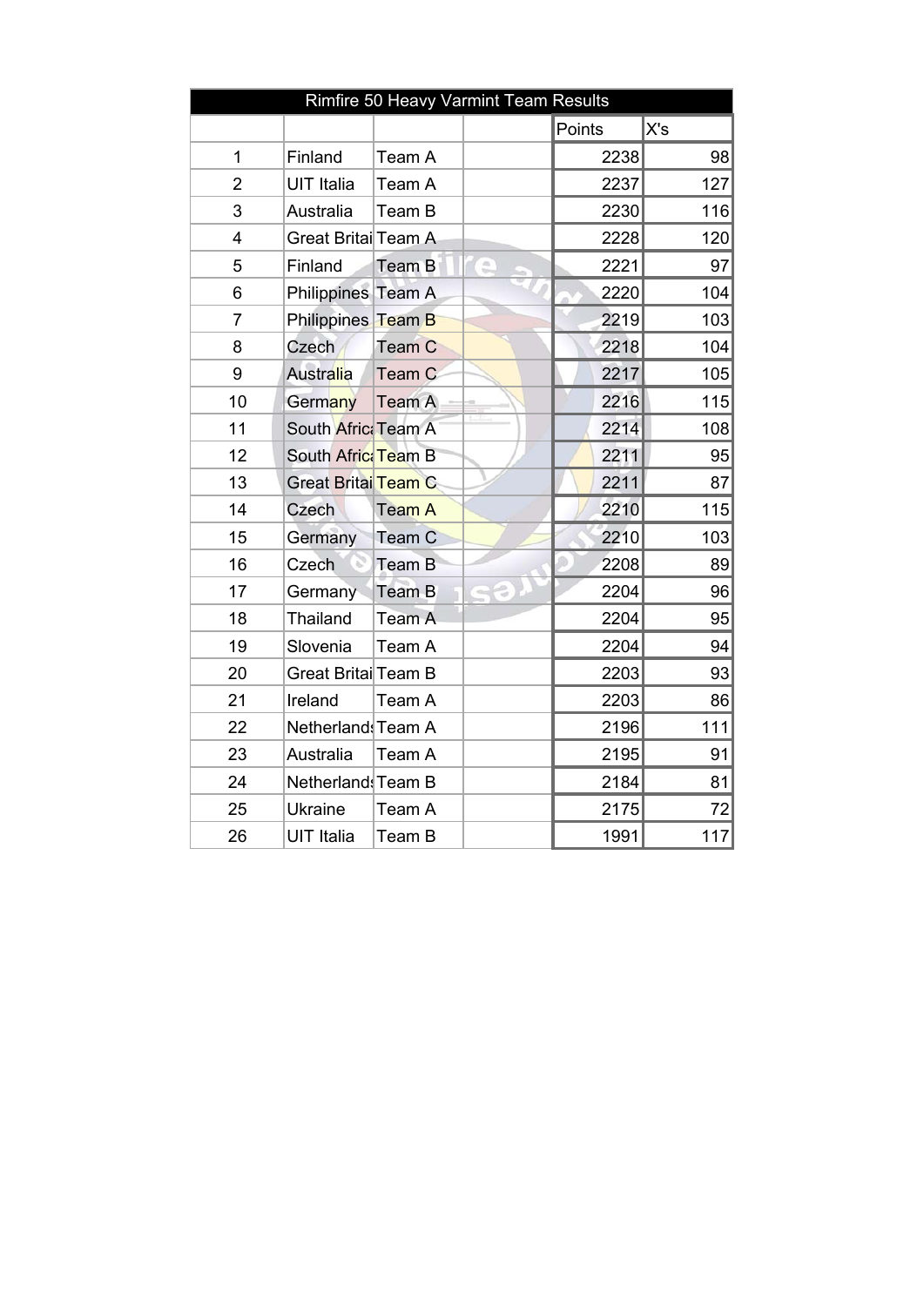| Rimfire 50 Heavy Varmint Team Results | | | | | |
|---|---|---|---|---|---|
| | | | | Points | X's |
| 1 | Finland | Team A | | 2238 | 98 |
| 2 | UIT Italia | Team A | | 2237 | 127 |
| 3 | Australia | Team B | | 2230 | 116 |
| 4 | Great Britai | Team A | | 2228 | 120 |
| 5 | Finland | Team B | | 2221 | 97 |
| 6 | Philippines | Team A | | 2220 | 104 |
| 7 | Philippines | Team B | | 2219 | 103 |
| 8 | Czech | Team C | | 2218 | 104 |
| 9 | Australia | Team C | | 2217 | 105 |
| 10 | Germany | Team A | | 2216 | 115 |
| 11 | South Afric | Team A | | 2214 | 108 |
| 12 | South Afric | Team B | | 2211 | 95 |
| 13 | Great Britai | Team C | | 2211 | 87 |
| 14 | Czech | Team A | | 2210 | 115 |
| 15 | Germany | Team C | | 2210 | 103 |
| 16 | Czech | Team B | | 2208 | 89 |
| 17 | Germany | Team B | | 2204 | 96 |
| 18 | Thailand | Team A | | 2204 | 95 |
| 19 | Slovenia | Team A | | 2204 | 94 |
| 20 | Great Britai | Team B | | 2203 | 93 |
| 21 | Ireland | Team A | | 2203 | 86 |
| 22 | Netherlands | Team A | | 2196 | 111 |
| 23 | Australia | Team A | | 2195 | 91 |
| 24 | Netherlands | Team B | | 2184 | 81 |
| 25 | Ukraine | Team A | | 2175 | 72 |
| 26 | UIT Italia | Team B | | 1991 | 117 |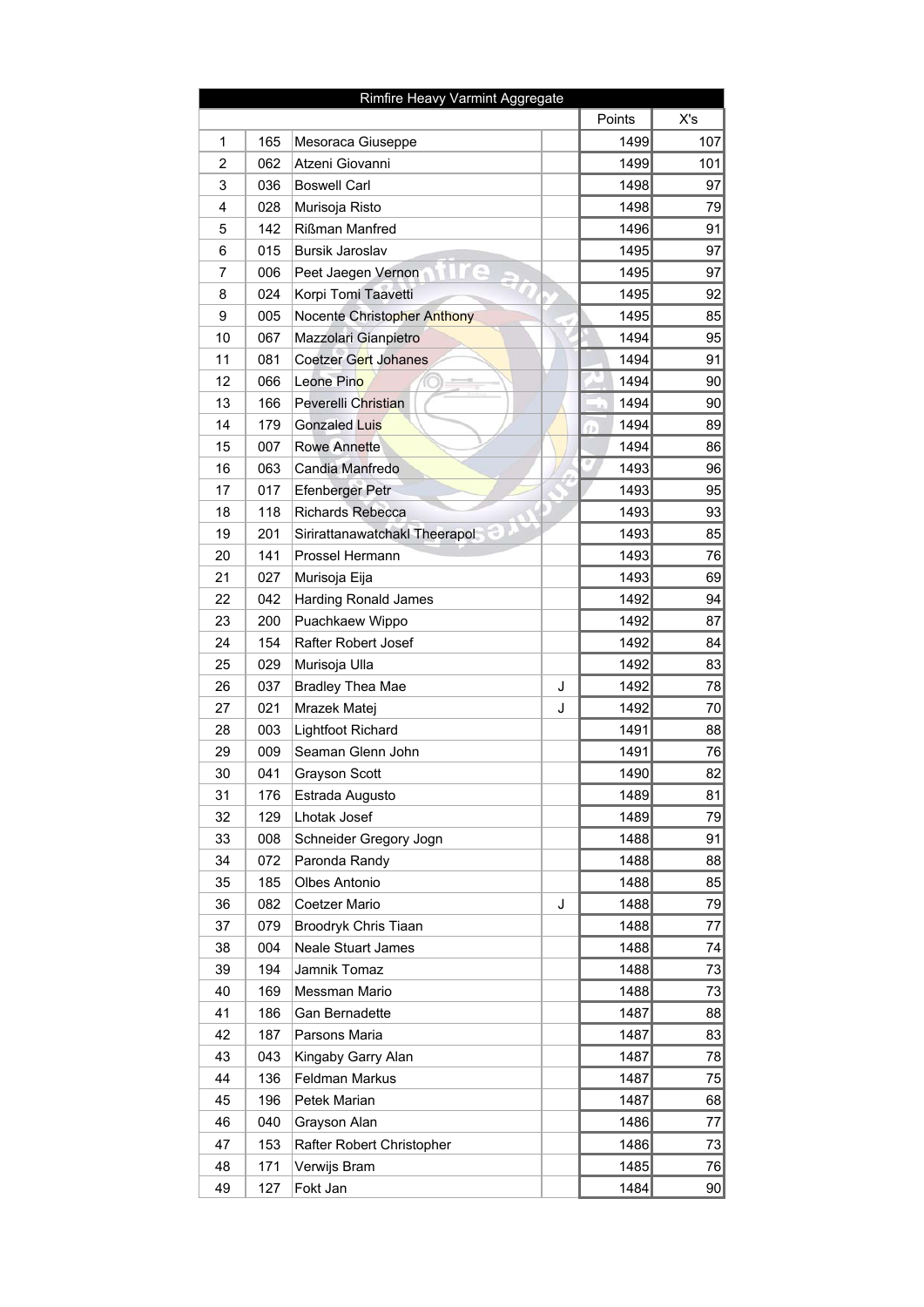| Rimfire Heavy Varmint Aggregate | | | | | |
|---|---|---|---|---|---|
| | | | | Points | X's |
| 1 | 165 | Mesoraca Giuseppe | | 1499 | 107 |
| 2 | 062 | Atzeni Giovanni | | 1499 | 101 |
| 3 | 036 | Boswell Carl | | 1498 | 97 |
| 4 | 028 | Murisoja Risto | | 1498 | 79 |
| 5 | 142 | Rißman Manfred | | 1496 | 91 |
| 6 | 015 | Bursik Jaroslav | | 1495 | 97 |
| 7 | 006 | Peet Jaegen Vernon | | 1495 | 97 |
| 8 | 024 | Korpi Tomi Taavetti | | 1495 | 92 |
| 9 | 005 | Nocente Christopher Anthony | | 1495 | 85 |
| 10 | 067 | Mazzolari Gianpietro | | 1494 | 95 |
| 11 | 081 | Coetzer Gert Johanes | | 1494 | 91 |
| 12 | 066 | Leone Pino | | 1494 | 90 |
| 13 | 166 | Peverelli Christian | | 1494 | 90 |
| 14 | 179 | Gonzaled Luis | | 1494 | 89 |
| 15 | 007 | Rowe Annette | | 1494 | 86 |
| 16 | 063 | Candia Manfredo | | 1493 | 96 |
| 17 | 017 | Efenberger Petr | | 1493 | 95 |
| 18 | 118 | Richards Rebecca | | 1493 | 93 |
| 19 | 201 | Sirirattanawatchakl Theerapol | | 1493 | 85 |
| 20 | 141 | Prossel Hermann | | 1493 | 76 |
| 21 | 027 | Murisoja Eija | | 1493 | 69 |
| 22 | 042 | Harding Ronald James | | 1492 | 94 |
| 23 | 200 | Puachkaew Wippo | | 1492 | 87 |
| 24 | 154 | Rafter Robert Josef | | 1492 | 84 |
| 25 | 029 | Murisoja Ulla | | 1492 | 83 |
| 26 | 037 | Bradley Thea Mae | J | 1492 | 78 |
| 27 | 021 | Mrazek Matej | J | 1492 | 70 |
| 28 | 003 | Lightfoot Richard | | 1491 | 88 |
| 29 | 009 | Seaman Glenn John | | 1491 | 76 |
| 30 | 041 | Grayson Scott | | 1490 | 82 |
| 31 | 176 | Estrada Augusto | | 1489 | 81 |
| 32 | 129 | Lhotak Josef | | 1489 | 79 |
| 33 | 008 | Schneider Gregory Jogn | | 1488 | 91 |
| 34 | 072 | Paronda Randy | | 1488 | 88 |
| 35 | 185 | Olbes Antonio | | 1488 | 85 |
| 36 | 082 | Coetzer Mario | J | 1488 | 79 |
| 37 | 079 | Broodryk Chris Tiaan | | 1488 | 77 |
| 38 | 004 | Neale Stuart James | | 1488 | 74 |
| 39 | 194 | Jamnik Tomaz | | 1488 | 73 |
| 40 | 169 | Messman Mario | | 1488 | 73 |
| 41 | 186 | Gan Bernadette | | 1487 | 88 |
| 42 | 187 | Parsons Maria | | 1487 | 83 |
| 43 | 043 | Kingaby Garry Alan | | 1487 | 78 |
| 44 | 136 | Feldman Markus | | 1487 | 75 |
| 45 | 196 | Petek Marian | | 1487 | 68 |
| 46 | 040 | Grayson Alan | | 1486 | 77 |
| 47 | 153 | Rafter Robert Christopher | | 1486 | 73 |
| 48 | 171 | Verwijs Bram | | 1485 | 76 |
| 49 | 127 | Fokt Jan | | 1484 | 90 |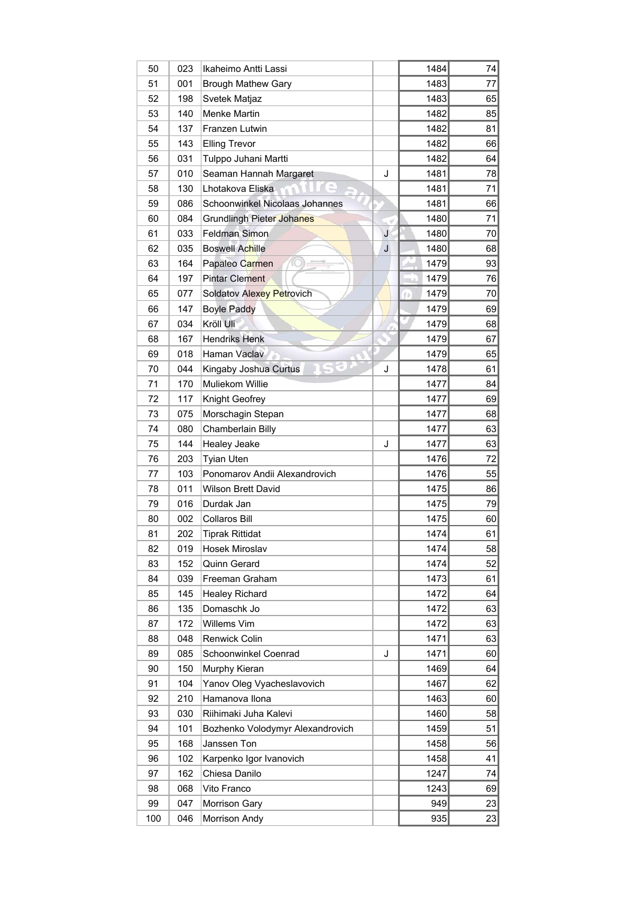| | | | | | |
|---|---|---|---|---|---|
| 50 | 023 | Ikaheimo Antti Lassi | | 1484 | 74 |
| 51 | 001 | Brough Mathew Gary | | 1483 | 77 |
| 52 | 198 | Svetek Matjaz | | 1483 | 65 |
| 53 | 140 | Menke Martin | | 1482 | 85 |
| 54 | 137 | Franzen Lutwin | | 1482 | 81 |
| 55 | 143 | Elling Trevor | | 1482 | 66 |
| 56 | 031 | Tulppo Juhani Martti | | 1482 | 64 |
| 57 | 010 | Seaman Hannah Margaret | J | 1481 | 78 |
| 58 | 130 | Lhotakova Eliska | | 1481 | 71 |
| 59 | 086 | Schoonwinkel Nicolaas Johannes | | 1481 | 66 |
| 60 | 084 | Grundlingh Pieter Johanes | | 1480 | 71 |
| 61 | 033 | Feldman Simon | J | 1480 | 70 |
| 62 | 035 | Boswell Achille | J | 1480 | 68 |
| 63 | 164 | Papaleo Carmen | | 1479 | 93 |
| 64 | 197 | Pintar Clement | | 1479 | 76 |
| 65 | 077 | Soldatov Alexey Petrovich | | 1479 | 70 |
| 66 | 147 | Boyle Paddy | | 1479 | 69 |
| 67 | 034 | Kröll Uli | | 1479 | 68 |
| 68 | 167 | Hendriks Henk | | 1479 | 67 |
| 69 | 018 | Haman Vaclav | | 1479 | 65 |
| 70 | 044 | Kingaby Joshua Curtus | J | 1478 | 61 |
| 71 | 170 | Muliekom Willie | | 1477 | 84 |
| 72 | 117 | Knight Geofrey | | 1477 | 69 |
| 73 | 075 | Morschagin Stepan | | 1477 | 68 |
| 74 | 080 | Chamberlain Billy | | 1477 | 63 |
| 75 | 144 | Healey Jeake | J | 1477 | 63 |
| 76 | 203 | Tyian Uten | | 1476 | 72 |
| 77 | 103 | Ponomarov Andii Alexandrovich | | 1476 | 55 |
| 78 | 011 | Wilson Brett David | | 1475 | 86 |
| 79 | 016 | Durdak Jan | | 1475 | 79 |
| 80 | 002 | Collaros Bill | | 1475 | 60 |
| 81 | 202 | Tiprak Rittidat | | 1474 | 61 |
| 82 | 019 | Hosek Miroslav | | 1474 | 58 |
| 83 | 152 | Quinn Gerard | | 1474 | 52 |
| 84 | 039 | Freeman Graham | | 1473 | 61 |
| 85 | 145 | Healey Richard | | 1472 | 64 |
| 86 | 135 | Domaschk Jo | | 1472 | 63 |
| 87 | 172 | Willems Vim | | 1472 | 63 |
| 88 | 048 | Renwick Colin | | 1471 | 63 |
| 89 | 085 | Schoonwinkel Coenrad | J | 1471 | 60 |
| 90 | 150 | Murphy Kieran | | 1469 | 64 |
| 91 | 104 | Yanov Oleg Vyacheslavovich | | 1467 | 62 |
| 92 | 210 | Hamanova Ilona | | 1463 | 60 |
| 93 | 030 | Riihimaki Juha Kalevi | | 1460 | 58 |
| 94 | 101 | Bozhenko Volodymyr Alexandrovich | | 1459 | 51 |
| 95 | 168 | Janssen Ton | | 1458 | 56 |
| 96 | 102 | Karpenko Igor Ivanovich | | 1458 | 41 |
| 97 | 162 | Chiesa Danilo | | 1247 | 74 |
| 98 | 068 | Vito Franco | | 1243 | 69 |
| 99 | 047 | Morrison Gary | | 949 | 23 |
| 100 | 046 | Morrison Andy | | 935 | 23 |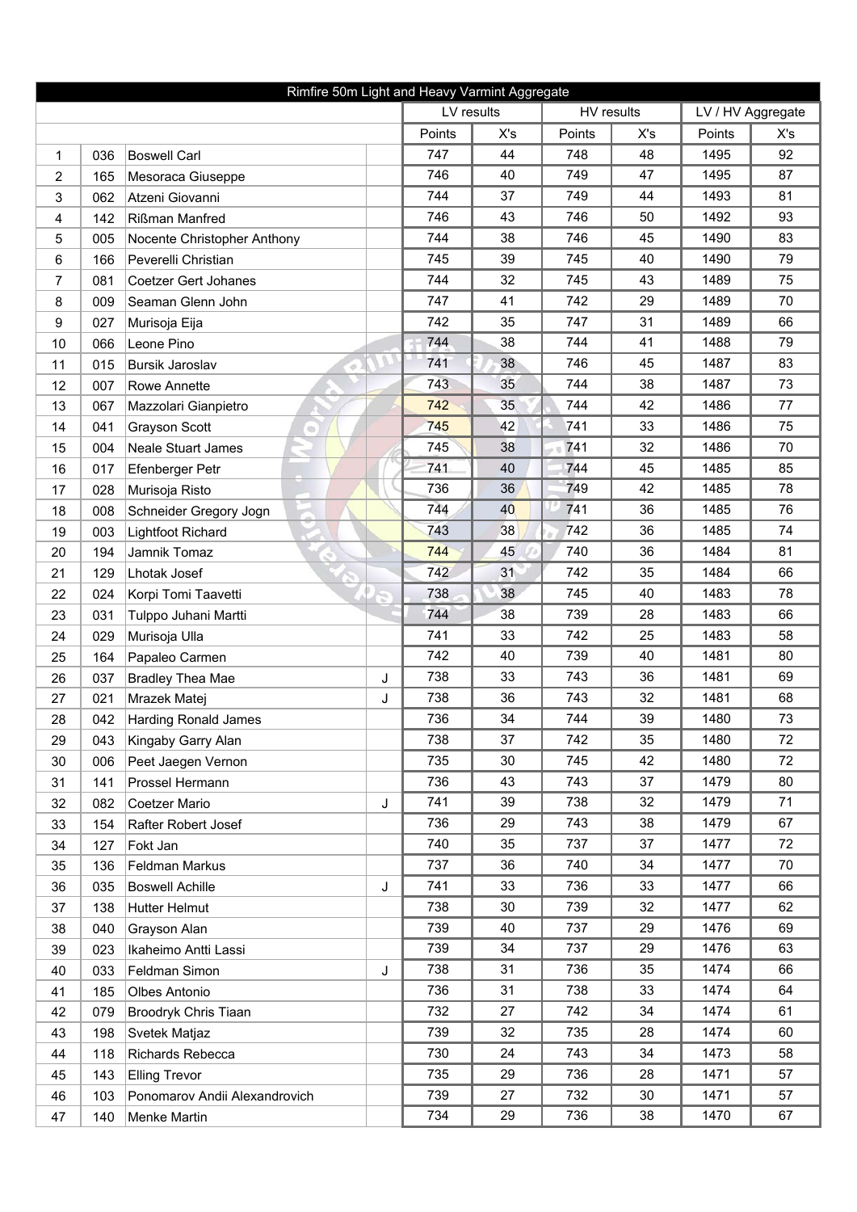| Rimfire 50m Light and Heavy Varmint Aggregate | | | | | | | | | |
|---|---|---|---|---|---|---|---|---|---|
| | | | | LV results | | HV results | | LV / HV Aggregate | |
| | | | | Points | X's | Points | X's | Points | X's |
| 1 | 036 | Boswell Carl | | 747 | 44 | 748 | 48 | 1495 | 92 |
| 2 | 165 | Mesoraca Giuseppe | | 746 | 40 | 749 | 47 | 1495 | 87 |
| 3 | 062 | Atzeni Giovanni | | 744 | 37 | 749 | 44 | 1493 | 81 |
| 4 | 142 | Rißman Manfred | | 746 | 43 | 746 | 50 | 1492 | 93 |
| 5 | 005 | Nocente Christopher Anthony | | 744 | 38 | 746 | 45 | 1490 | 83 |
| 6 | 166 | Peverelli Christian | | 745 | 39 | 745 | 40 | 1490 | 79 |
| 7 | 081 | Coetzer Gert Johanes | | 744 | 32 | 745 | 43 | 1489 | 75 |
| 8 | 009 | Seaman Glenn John | | 747 | 41 | 742 | 29 | 1489 | 70 |
| 9 | 027 | Murisoja Eija | | 742 | 35 | 747 | 31 | 1489 | 66 |
| 10 | 066 | Leone Pino | | 744 | 38 | 744 | 41 | 1488 | 79 |
| 11 | 015 | Bursik Jaroslav | | 741 | 38 | 746 | 45 | 1487 | 83 |
| 12 | 007 | Rowe Annette | | 743 | 35 | 744 | 38 | 1487 | 73 |
| 13 | 067 | Mazzolari Gianpietro | | 742 | 35 | 744 | 42 | 1486 | 77 |
| 14 | 041 | Grayson Scott | | 745 | 42 | 741 | 33 | 1486 | 75 |
| 15 | 004 | Neale Stuart James | | 745 | 38 | 741 | 32 | 1486 | 70 |
| 16 | 017 | Efenberger Petr | | 741 | 40 | 744 | 45 | 1485 | 85 |
| 17 | 028 | Murisoja Risto | | 736 | 36 | 749 | 42 | 1485 | 78 |
| 18 | 008 | Schneider Gregory Jogn | | 744 | 40 | 741 | 36 | 1485 | 76 |
| 19 | 003 | Lightfoot Richard | | 743 | 38 | 742 | 36 | 1485 | 74 |
| 20 | 194 | Jamnik Tomaz | | 744 | 45 | 740 | 36 | 1484 | 81 |
| 21 | 129 | Lhotak Josef | | 742 | 31 | 742 | 35 | 1484 | 66 |
| 22 | 024 | Korpi Tomi Taavetti | | 738 | 38 | 745 | 40 | 1483 | 78 |
| 23 | 031 | Tulppo Juhani Martti | | 744 | 38 | 739 | 28 | 1483 | 66 |
| 24 | 029 | Murisoja Ulla | | 741 | 33 | 742 | 25 | 1483 | 58 |
| 25 | 164 | Papaleo Carmen | | 742 | 40 | 739 | 40 | 1481 | 80 |
| 26 | 037 | Bradley Thea Mae | J | 738 | 33 | 743 | 36 | 1481 | 69 |
| 27 | 021 | Mrazek Matej | J | 738 | 36 | 743 | 32 | 1481 | 68 |
| 28 | 042 | Harding Ronald James | | 736 | 34 | 744 | 39 | 1480 | 73 |
| 29 | 043 | Kingaby Garry Alan | | 738 | 37 | 742 | 35 | 1480 | 72 |
| 30 | 006 | Peet Jaegen Vernon | | 735 | 30 | 745 | 42 | 1480 | 72 |
| 31 | 141 | Prossel Hermann | | 736 | 43 | 743 | 37 | 1479 | 80 |
| 32 | 082 | Coetzer Mario | J | 741 | 39 | 738 | 32 | 1479 | 71 |
| 33 | 154 | Rafter Robert Josef | | 736 | 29 | 743 | 38 | 1479 | 67 |
| 34 | 127 | Fokt Jan | | 740 | 35 | 737 | 37 | 1477 | 72 |
| 35 | 136 | Feldman Markus | | 737 | 36 | 740 | 34 | 1477 | 70 |
| 36 | 035 | Boswell Achille | J | 741 | 33 | 736 | 33 | 1477 | 66 |
| 37 | 138 | Hutter Helmut | | 738 | 30 | 739 | 32 | 1477 | 62 |
| 38 | 040 | Grayson Alan | | 739 | 40 | 737 | 29 | 1476 | 69 |
| 39 | 023 | Ikaheimo Antti Lassi | | 739 | 34 | 737 | 29 | 1476 | 63 |
| 40 | 033 | Feldman Simon | J | 738 | 31 | 736 | 35 | 1474 | 66 |
| 41 | 185 | Olbes Antonio | | 736 | 31 | 738 | 33 | 1474 | 64 |
| 42 | 079 | Broodryk Chris Tiaan | | 732 | 27 | 742 | 34 | 1474 | 61 |
| 43 | 198 | Svetek Matjaz | | 739 | 32 | 735 | 28 | 1474 | 60 |
| 44 | 118 | Richards Rebecca | | 730 | 24 | 743 | 34 | 1473 | 58 |
| 45 | 143 | Elling Trevor | | 735 | 29 | 736 | 28 | 1471 | 57 |
| 46 | 103 | Ponomarov Andii Alexandrovich | | 739 | 27 | 732 | 30 | 1471 | 57 |
| 47 | 140 | Menke Martin | | 734 | 29 | 736 | 38 | 1470 | 67 |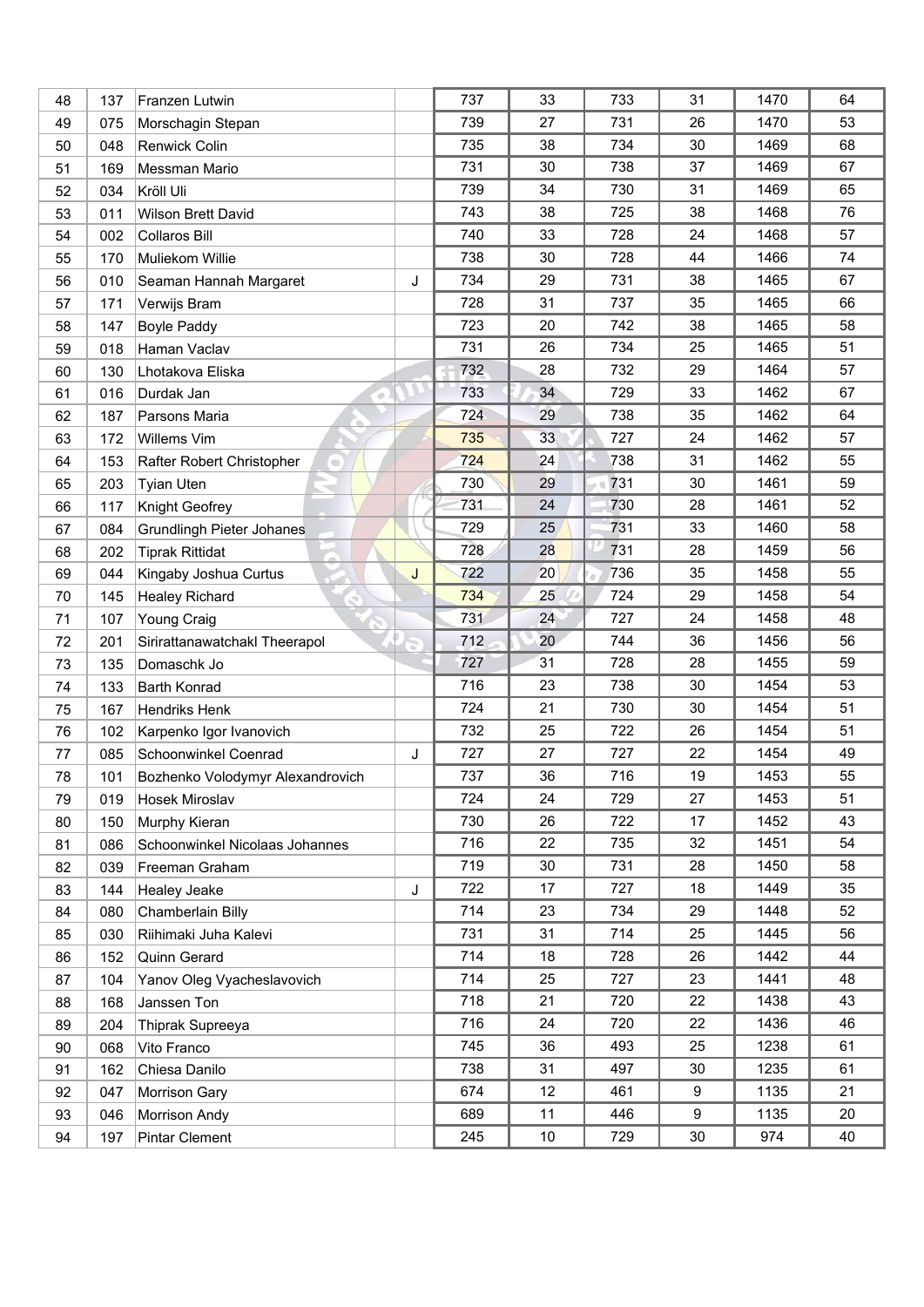| | | | | | | | | | |
|---|---|---|---|---|---|---|---|---|---|
| 48 | 137 | Franzen Lutwin | | 737 | 33 | 733 | 31 | 1470 | 64 |
| 49 | 075 | Morschagin Stepan | | 739 | 27 | 731 | 26 | 1470 | 53 |
| 50 | 048 | Renwick Colin | | 735 | 38 | 734 | 30 | 1469 | 68 |
| 51 | 169 | Messman Mario | | 731 | 30 | 738 | 37 | 1469 | 67 |
| 52 | 034 | Kröll Uli | | 739 | 34 | 730 | 31 | 1469 | 65 |
| 53 | 011 | Wilson Brett David | | 743 | 38 | 725 | 38 | 1468 | 76 |
| 54 | 002 | Collaros Bill | | 740 | 33 | 728 | 24 | 1468 | 57 |
| 55 | 170 | Muliekom Willie | | 738 | 30 | 728 | 44 | 1466 | 74 |
| 56 | 010 | Seaman Hannah Margaret | J | 734 | 29 | 731 | 38 | 1465 | 67 |
| 57 | 171 | Verwijs Bram | | 728 | 31 | 737 | 35 | 1465 | 66 |
| 58 | 147 | Boyle Paddy | | 723 | 20 | 742 | 38 | 1465 | 58 |
| 59 | 018 | Haman Vaclav | | 731 | 26 | 734 | 25 | 1465 | 51 |
| 60 | 130 | Lhotakova Eliska | | 732 | 28 | 732 | 29 | 1464 | 57 |
| 61 | 016 | Durdak Jan | | 733 | 34 | 729 | 33 | 1462 | 67 |
| 62 | 187 | Parsons Maria | | 724 | 29 | 738 | 35 | 1462 | 64 |
| 63 | 172 | Willems Vim | | 735 | 33 | 727 | 24 | 1462 | 57 |
| 64 | 153 | Rafter Robert Christopher | | 724 | 24 | 738 | 31 | 1462 | 55 |
| 65 | 203 | Tyian Uten | | 730 | 29 | 731 | 30 | 1461 | 59 |
| 66 | 117 | Knight Geofrey | | 731 | 24 | 730 | 28 | 1461 | 52 |
| 67 | 084 | Grundlingh Pieter Johanes | | 729 | 25 | 731 | 33 | 1460 | 58 |
| 68 | 202 | Tiprak Rittidat | | 728 | 28 | 731 | 28 | 1459 | 56 |
| 69 | 044 | Kingaby Joshua Curtus | J | 722 | 20 | 736 | 35 | 1458 | 55 |
| 70 | 145 | Healey Richard | | 734 | 25 | 724 | 29 | 1458 | 54 |
| 71 | 107 | Young Craig | | 731 | 24 | 727 | 24 | 1458 | 48 |
| 72 | 201 | Sirirattanawatchakl Theerapol | | 712 | 20 | 744 | 36 | 1456 | 56 |
| 73 | 135 | Domaschk Jo | | 727 | 31 | 728 | 28 | 1455 | 59 |
| 74 | 133 | Barth Konrad | | 716 | 23 | 738 | 30 | 1454 | 53 |
| 75 | 167 | Hendriks Henk | | 724 | 21 | 730 | 30 | 1454 | 51 |
| 76 | 102 | Karpenko Igor Ivanovich | | 732 | 25 | 722 | 26 | 1454 | 51 |
| 77 | 085 | Schoonwinkel Coenrad | J | 727 | 27 | 727 | 22 | 1454 | 49 |
| 78 | 101 | Bozhenko Volodymyr Alexandrovich | | 737 | 36 | 716 | 19 | 1453 | 55 |
| 79 | 019 | Hosek Miroslav | | 724 | 24 | 729 | 27 | 1453 | 51 |
| 80 | 150 | Murphy Kieran | | 730 | 26 | 722 | 17 | 1452 | 43 |
| 81 | 086 | Schoonwinkel Nicolaas Johannes | | 716 | 22 | 735 | 32 | 1451 | 54 |
| 82 | 039 | Freeman Graham | | 719 | 30 | 731 | 28 | 1450 | 58 |
| 83 | 144 | Healey Jeake | J | 722 | 17 | 727 | 18 | 1449 | 35 |
| 84 | 080 | Chamberlain Billy | | 714 | 23 | 734 | 29 | 1448 | 52 |
| 85 | 030 | Riihimaki Juha Kalevi | | 731 | 31 | 714 | 25 | 1445 | 56 |
| 86 | 152 | Quinn Gerard | | 714 | 18 | 728 | 26 | 1442 | 44 |
| 87 | 104 | Yanov Oleg Vyacheslavovich | | 714 | 25 | 727 | 23 | 1441 | 48 |
| 88 | 168 | Janssen Ton | | 718 | 21 | 720 | 22 | 1438 | 43 |
| 89 | 204 | Thiprak Supreeya | | 716 | 24 | 720 | 22 | 1436 | 46 |
| 90 | 068 | Vito Franco | | 745 | 36 | 493 | 25 | 1238 | 61 |
| 91 | 162 | Chiesa Danilo | | 738 | 31 | 497 | 30 | 1235 | 61 |
| 92 | 047 | Morrison Gary | | 674 | 12 | 461 | 9 | 1135 | 21 |
| 93 | 046 | Morrison Andy | | 689 | 11 | 446 | 9 | 1135 | 20 |
| 94 | 197 | Pintar Clement | | 245 | 10 | 729 | 30 | 974 | 40 |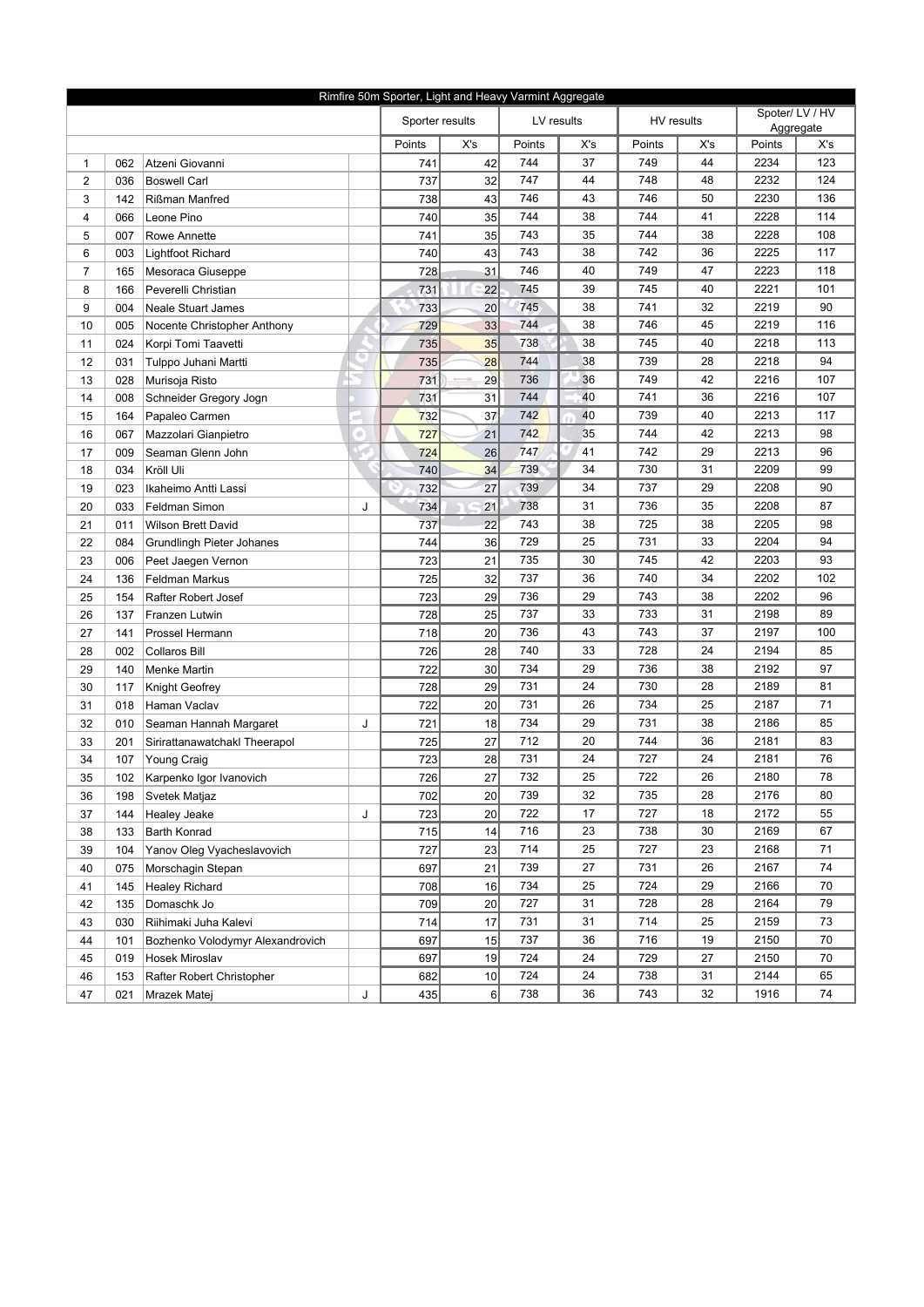| Rimfire 50m Sporter, Light and Heavy Varmint Aggregate | | | | | | | | | | | |
|---|---|---|---|---|---|---|---|---|---|---|---|
| | | | | Sporter results | | LV results | | HV results | | Spoter/ LV / HV Aggregate | |
| | | | | Points | X's | Points | X's | Points | X's | Points | X's |
| 1 | 062 | Atzeni Giovanni | | 741 | 42 | 744 | 37 | 749 | 44 | 2234 | 123 |
| 2 | 036 | Boswell Carl | | 737 | 32 | 747 | 44 | 748 | 48 | 2232 | 124 |
| 3 | 142 | Rißman Manfred | | 738 | 43 | 746 | 43 | 746 | 50 | 2230 | 136 |
| 4 | 066 | Leone Pino | | 740 | 35 | 744 | 38 | 744 | 41 | 2228 | 114 |
| 5 | 007 | Rowe Annette | | 741 | 35 | 743 | 35 | 744 | 38 | 2228 | 108 |
| 6 | 003 | Lightfoot Richard | | 740 | 43 | 743 | 38 | 742 | 36 | 2225 | 117 |
| 7 | 165 | Mesoraca Giuseppe | | 728 | 31 | 746 | 40 | 749 | 47 | 2223 | 118 |
| 8 | 166 | Peverelli Christian | | 731 | 22 | 745 | 39 | 745 | 40 | 2221 | 101 |
| 9 | 004 | Neale Stuart James | | 733 | 20 | 745 | 38 | 741 | 32 | 2219 | 90 |
| 10 | 005 | Nocente Christopher Anthony | | 729 | 33 | 744 | 38 | 746 | 45 | 2219 | 116 |
| 11 | 024 | Korpi Tomi Taavetti | | 735 | 35 | 738 | 38 | 745 | 40 | 2218 | 113 |
| 12 | 031 | Tulppo Juhani Martti | | 735 | 28 | 744 | 38 | 739 | 28 | 2218 | 94 |
| 13 | 028 | Murisoja Risto | | 731 | 29 | 736 | 36 | 749 | 42 | 2216 | 107 |
| 14 | 008 | Schneider Gregory Jogn | | 731 | 31 | 744 | 40 | 741 | 36 | 2216 | 107 |
| 15 | 164 | Papaleo Carmen | | 732 | 37 | 742 | 40 | 739 | 40 | 2213 | 117 |
| 16 | 067 | Mazzolari Gianpietro | | 727 | 21 | 742 | 35 | 744 | 42 | 2213 | 98 |
| 17 | 009 | Seaman Glenn John | | 724 | 26 | 747 | 41 | 742 | 29 | 2213 | 96 |
| 18 | 034 | Kröll Uli | | 740 | 34 | 739 | 34 | 730 | 31 | 2209 | 99 |
| 19 | 023 | Ikaheimo Antti Lassi | | 732 | 27 | 739 | 34 | 737 | 29 | 2208 | 90 |
| 20 | 033 | Feldman Simon | J | 734 | 21 | 738 | 31 | 736 | 35 | 2208 | 87 |
| 21 | 011 | Wilson Brett David | | 737 | 22 | 743 | 38 | 725 | 38 | 2205 | 98 |
| 22 | 084 | Grundlingh Pieter Johanes | | 744 | 36 | 729 | 25 | 731 | 33 | 2204 | 94 |
| 23 | 006 | Peet Jaegen Vernon | | 723 | 21 | 735 | 30 | 745 | 42 | 2203 | 93 |
| 24 | 136 | Feldman Markus | | 725 | 32 | 737 | 36 | 740 | 34 | 2202 | 102 |
| 25 | 154 | Rafter Robert Josef | | 723 | 29 | 736 | 29 | 743 | 38 | 2202 | 96 |
| 26 | 137 | Franzen Lutwin | | 728 | 25 | 737 | 33 | 733 | 31 | 2198 | 89 |
| 27 | 141 | Prossel Hermann | | 718 | 20 | 736 | 43 | 743 | 37 | 2197 | 100 |
| 28 | 002 | Collaros Bill | | 726 | 28 | 740 | 33 | 728 | 24 | 2194 | 85 |
| 29 | 140 | Menke Martin | | 722 | 30 | 734 | 29 | 736 | 38 | 2192 | 97 |
| 30 | 117 | Knight Geofrey | | 728 | 29 | 731 | 24 | 730 | 28 | 2189 | 81 |
| 31 | 018 | Haman Vaclav | | 722 | 20 | 731 | 26 | 734 | 25 | 2187 | 71 |
| 32 | 010 | Seaman Hannah Margaret | J | 721 | 18 | 734 | 29 | 731 | 38 | 2186 | 85 |
| 33 | 201 | Sirirattanawatchakl Theerapol | | 725 | 27 | 712 | 20 | 744 | 36 | 2181 | 83 |
| 34 | 107 | Young Craig | | 723 | 28 | 731 | 24 | 727 | 24 | 2181 | 76 |
| 35 | 102 | Karpenko Igor Ivanovich | | 726 | 27 | 732 | 25 | 722 | 26 | 2180 | 78 |
| 36 | 198 | Svetek Matjaz | | 702 | 20 | 739 | 32 | 735 | 28 | 2176 | 80 |
| 37 | 144 | Healey Jeake | J | 723 | 20 | 722 | 17 | 727 | 18 | 2172 | 55 |
| 38 | 133 | Barth Konrad | | 715 | 14 | 716 | 23 | 738 | 30 | 2169 | 67 |
| 39 | 104 | Yanov Oleg Vyacheslavovich | | 727 | 23 | 714 | 25 | 727 | 23 | 2168 | 71 |
| 40 | 075 | Morschagin Stepan | | 697 | 21 | 739 | 27 | 731 | 26 | 2167 | 74 |
| 41 | 145 | Healey Richard | | 708 | 16 | 734 | 25 | 724 | 29 | 2166 | 70 |
| 42 | 135 | Domaschk Jo | | 709 | 20 | 727 | 31 | 728 | 28 | 2164 | 79 |
| 43 | 030 | Riihimaki Juha Kalevi | | 714 | 17 | 731 | 31 | 714 | 25 | 2159 | 73 |
| 44 | 101 | Bozhenko Volodymyr Alexandrovich | | 697 | 15 | 737 | 36 | 716 | 19 | 2150 | 70 |
| 45 | 019 | Hosek Miroslav | | 697 | 19 | 724 | 24 | 729 | 27 | 2150 | 70 |
| 46 | 153 | Rafter Robert Christopher | | 682 | 10 | 724 | 24 | 738 | 31 | 2144 | 65 |
| 47 | 021 | Mrazek Matej | J | 435 | 6 | 738 | 36 | 743 | 32 | 1916 | 74 |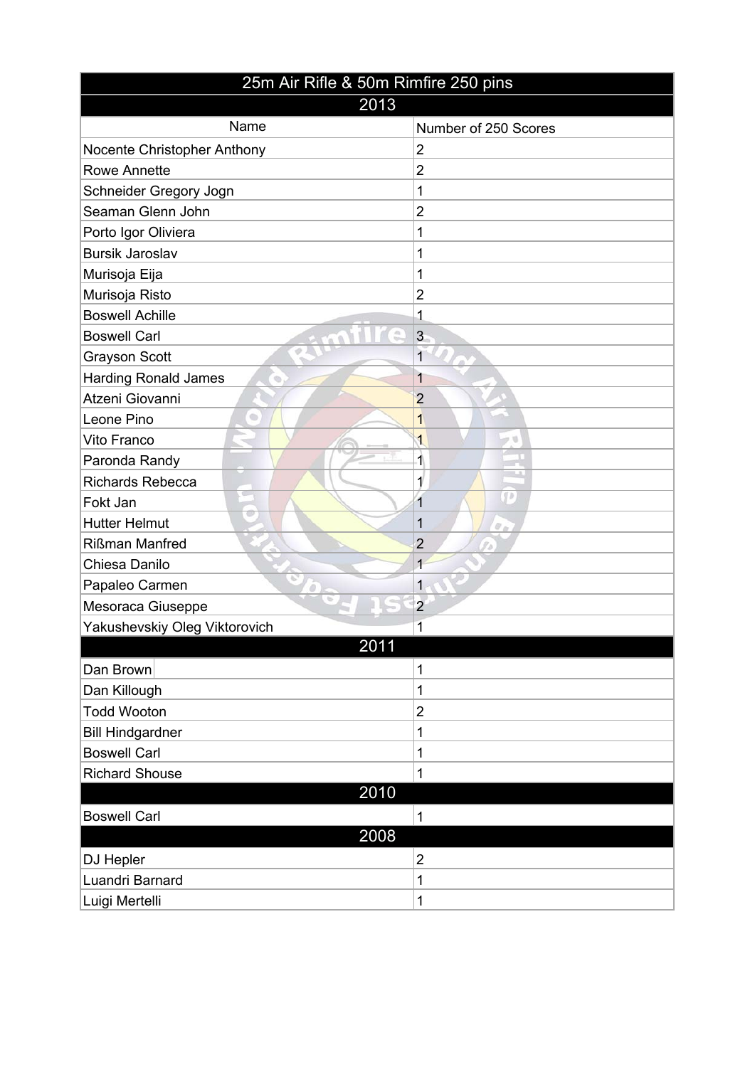| 25m Air Rifle & 50m Rimfire 250 pins | |
|---|---|
| **2013** | |
| Name | Number of 250 Scores |
| Nocente Christopher Anthony | 2 |
| Rowe Annette | 2 |
| Schneider Gregory Jogn | 1 |
| Seaman Glenn John | 2 |
| Porto Igor Oliviera | 1 |
| Bursik Jaroslav | 1 |
| Murisoja Eija | 1 |
| Murisoja Risto | 2 |
| Boswell Achille | 1 |
| Boswell Carl | 3 |
| Grayson Scott | 1 |
| Harding Ronald James | 1 |
| Atzeni Giovanni | 2 |
| Leone Pino | 1 |
| Vito Franco | 1 |
| Paronda Randy | 1 |
| Richards Rebecca | 1 |
| Fokt Jan | 1 |
| Hutter Helmut | 1 |
| Rißman Manfred | 2 |
| Chiesa Danilo | 1 |
| Papaleo Carmen | 1 |
| Mesoraca Giuseppe | 2 |
| Yakushevskiy Oleg Viktorovich | 1 |
| **2011** | |
| Dan Brown | 1 |
| Dan Killough | 1 |
| Todd Wooton | 2 |
| Bill Hindgardner | 1 |
| Boswell Carl | 1 |
| Richard Shouse | 1 |
| **2010** | |
| Boswell Carl | 1 |
| **2008** | |
| DJ Hepler | 2 |
| Luandri Barnard | 1 |
| Luigi Mertelli | 1 |